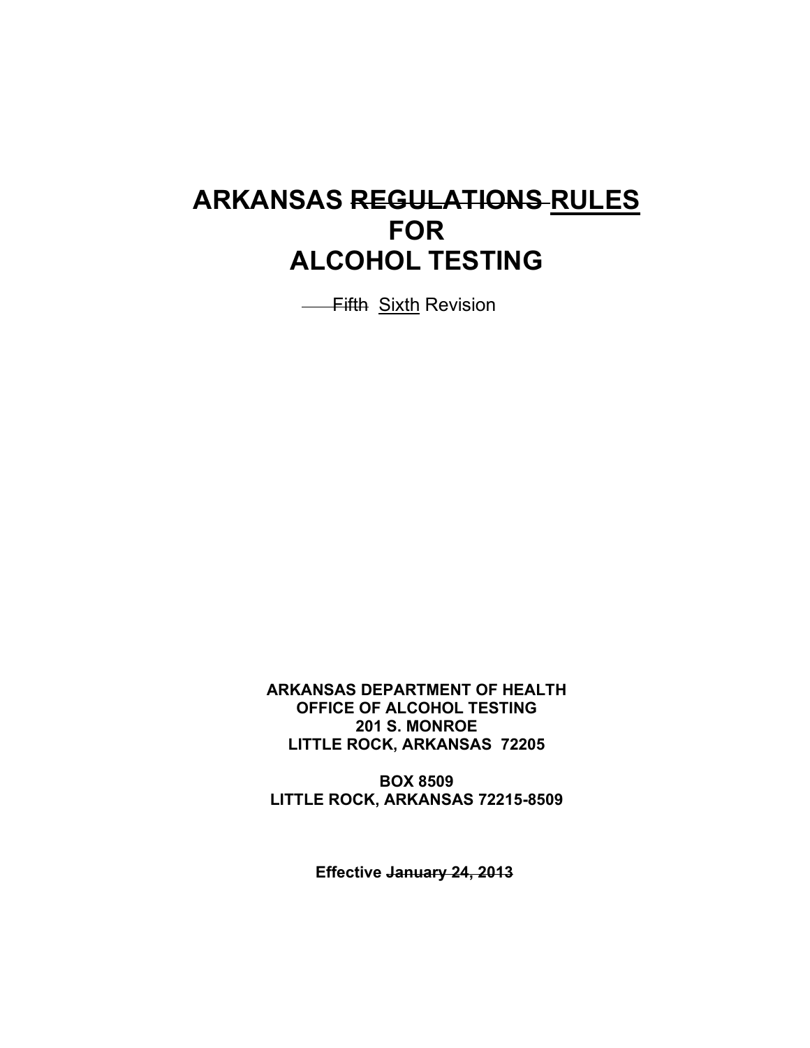# ARKANSAS ~~REGULATIONS~~ RULES FOR ALCOHOL TESTING

~~Fifth~~ Sixth Revision

**ARKANSAS DEPARTMENT OF HEALTH**
**OFFICE OF ALCOHOL TESTING**
**201 S. MONROE**
**LITTLE ROCK, ARKANSAS 72205**

**BOX 8509**
**LITTLE ROCK, ARKANSAS 72215-8509**

**Effective ~~January 24, 2013~~**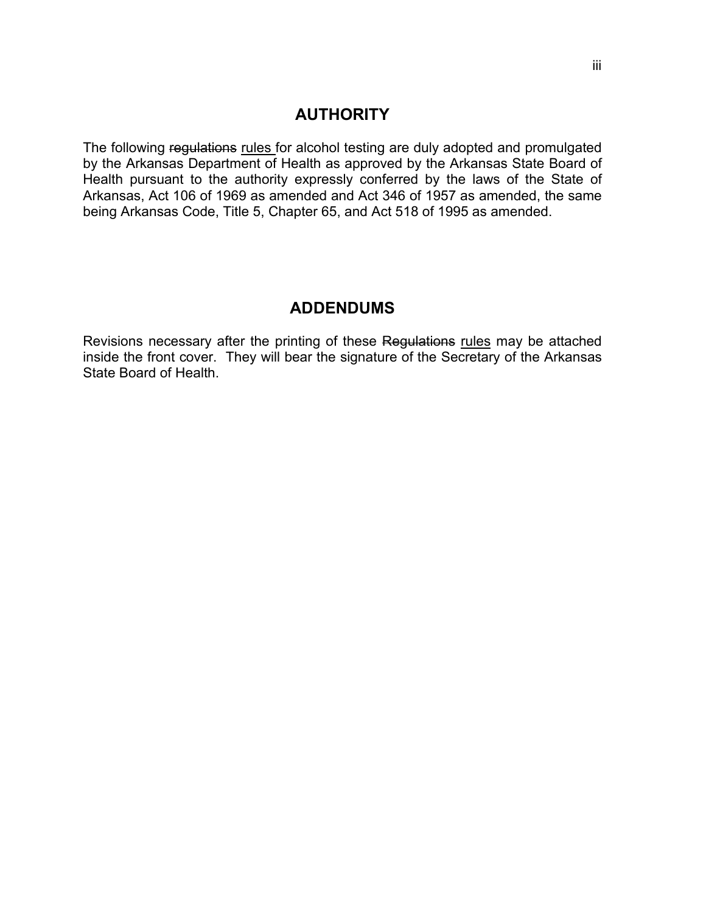## AUTHORITY

The following ~~regulations~~ <u>rules</u> for alcohol testing are duly adopted and promulgated by the Arkansas Department of Health as approved by the Arkansas State Board of Health pursuant to the authority expressly conferred by the laws of the State of Arkansas, Act 106 of 1969 as amended and Act 346 of 1957 as amended, the same being Arkansas Code, Title 5, Chapter 65, and Act 518 of 1995 as amended.

## ADDENDUMS

Revisions necessary after the printing of these ~~Regulations~~ <u>rules</u> may be attached inside the front cover. They will bear the signature of the Secretary of the Arkansas State Board of Health.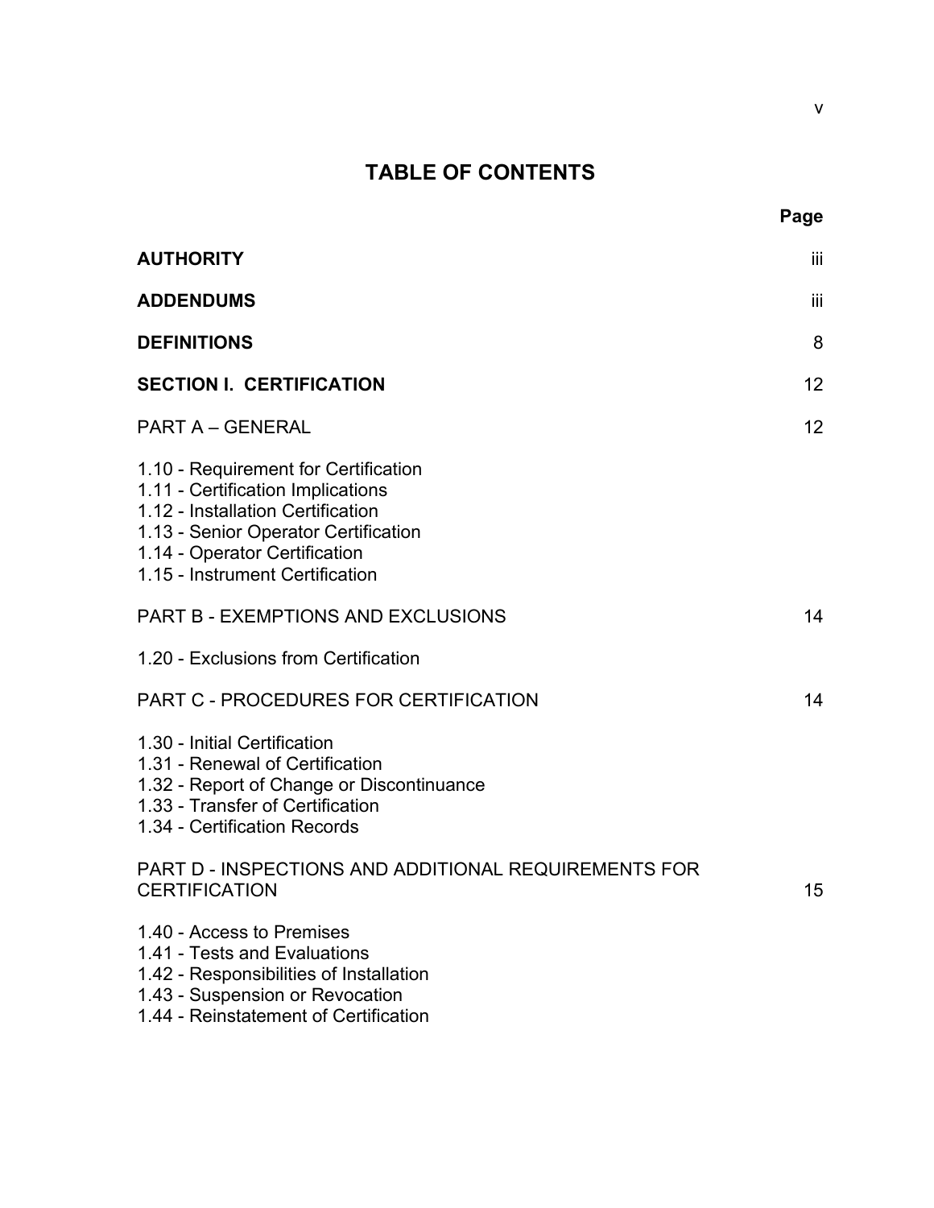# TABLE OF CONTENTS

| | Page |
|---|---|
| **AUTHORITY** | iii |
| **ADDENDUMS** | iii |
| **DEFINITIONS** | 8 |
| **SECTION I. CERTIFICATION** | 12 |
| PART A – GENERAL | 12 |
| 1.10 - Requirement for Certification<br>1.11 - Certification Implications<br>1.12 - Installation Certification<br>1.13 - Senior Operator Certification<br>1.14 - Operator Certification<br>1.15 - Instrument Certification | |
| PART B - EXEMPTIONS AND EXCLUSIONS | 14 |
| 1.20 - Exclusions from Certification | |
| PART C - PROCEDURES FOR CERTIFICATION | 14 |
| 1.30 - Initial Certification<br>1.31 - Renewal of Certification<br>1.32 - Report of Change or Discontinuance<br>1.33 - Transfer of Certification<br>1.34 - Certification Records | |
| PART D - INSPECTIONS AND ADDITIONAL REQUIREMENTS FOR CERTIFICATION | 15 |
| 1.40 - Access to Premises<br>1.41 - Tests and Evaluations<br>1.42 - Responsibilities of Installation<br>1.43 - Suspension or Revocation<br>1.44 - Reinstatement of Certification | |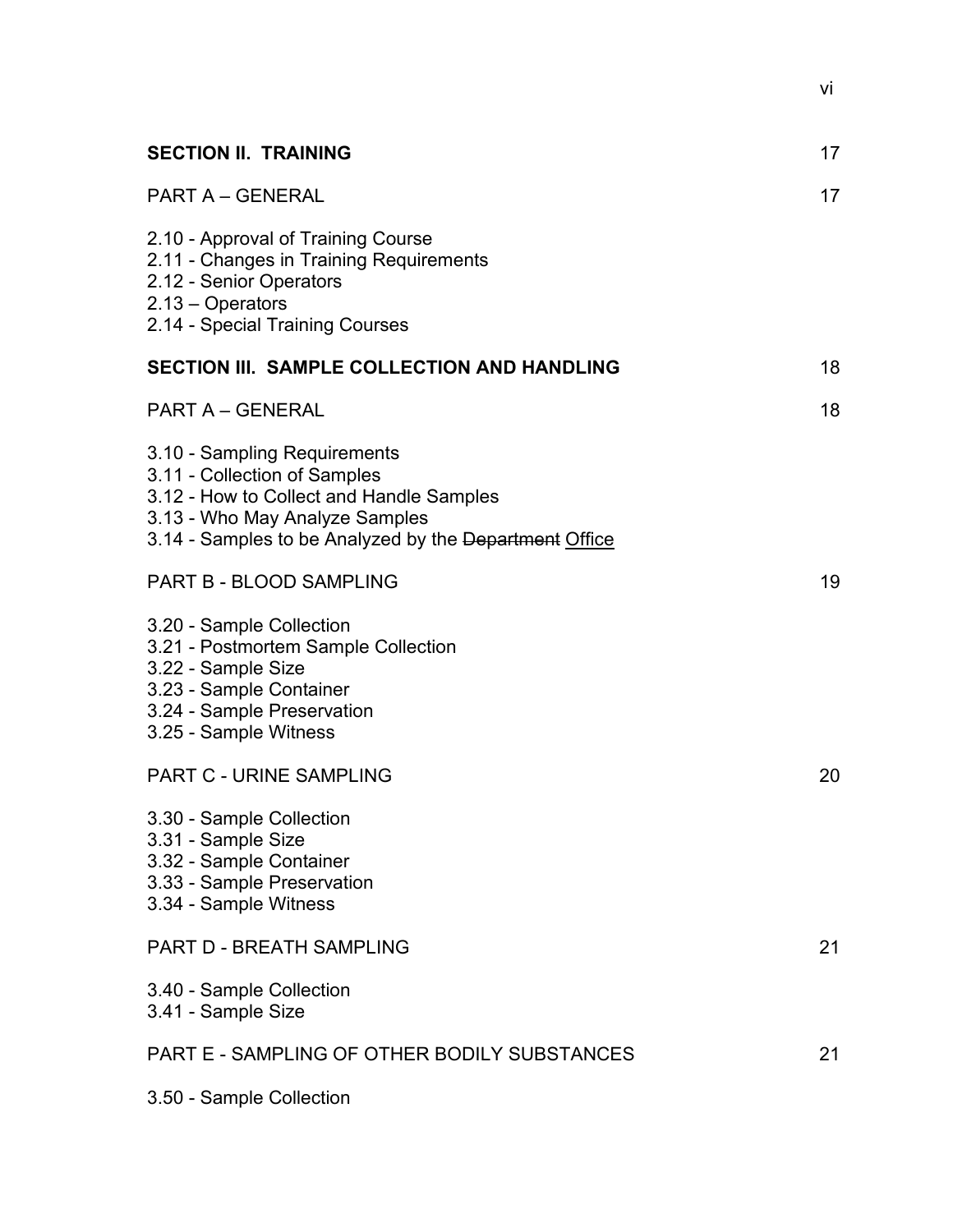**SECTION II. TRAINING** 17

PART A – GENERAL 17

2.10 - Approval of Training Course
2.11 - Changes in Training Requirements
2.12 - Senior Operators
2.13 – Operators
2.14 - Special Training Courses

**SECTION III. SAMPLE COLLECTION AND HANDLING** 18

PART A – GENERAL 18

3.10 - Sampling Requirements
3.11 - Collection of Samples
3.12 - How to Collect and Handle Samples
3.13 - Who May Analyze Samples
3.14 - Samples to be Analyzed by the ~~Department~~ <u>Office</u>

PART B - BLOOD SAMPLING 19

3.20 - Sample Collection
3.21 - Postmortem Sample Collection
3.22 - Sample Size
3.23 - Sample Container
3.24 - Sample Preservation
3.25 - Sample Witness

PART C - URINE SAMPLING 20

3.30 - Sample Collection
3.31 - Sample Size
3.32 - Sample Container
3.33 - Sample Preservation
3.34 - Sample Witness

PART D - BREATH SAMPLING 21

3.40 - Sample Collection
3.41 - Sample Size

PART E - SAMPLING OF OTHER BODILY SUBSTANCES 21

3.50 - Sample Collection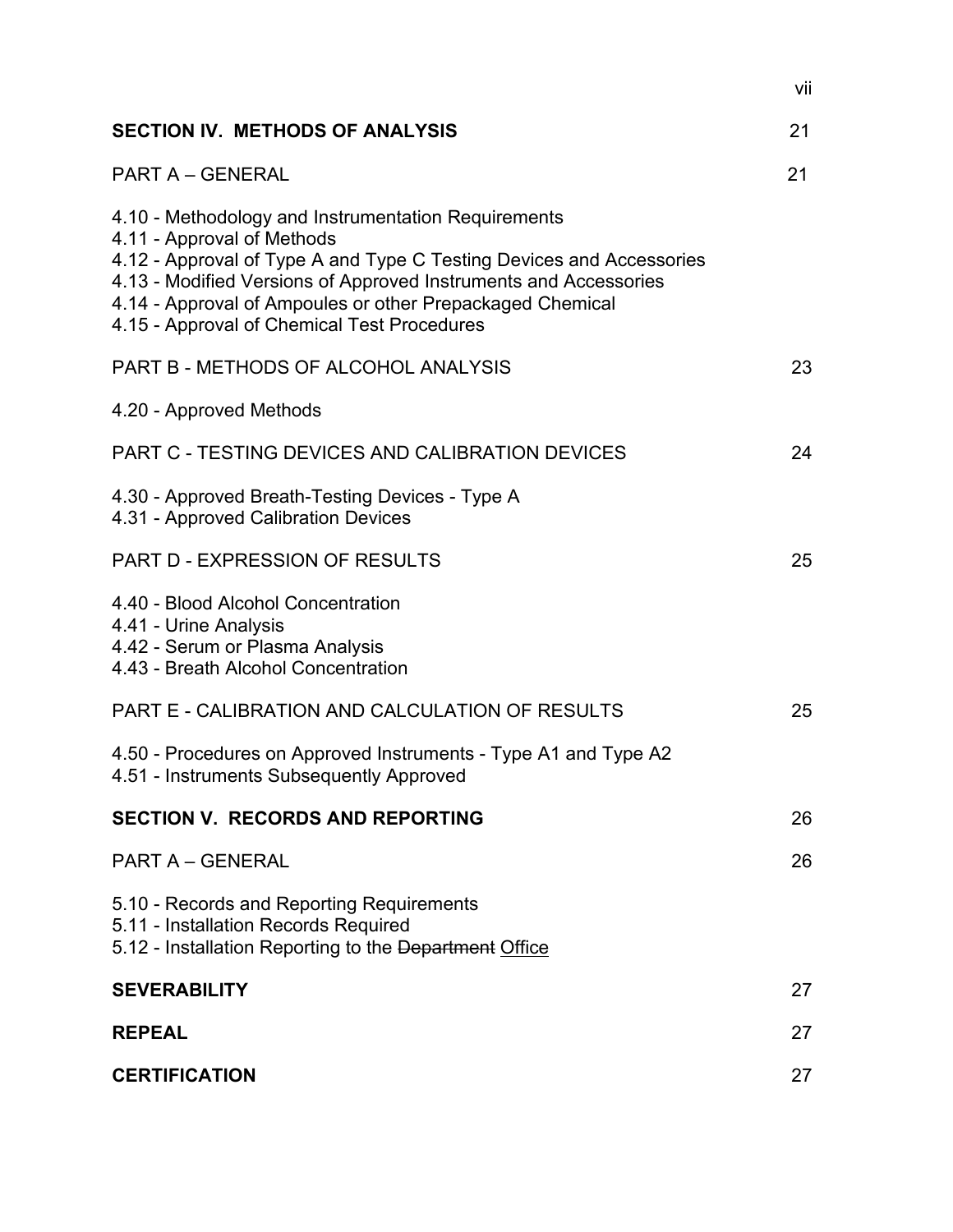**SECTION IV. METHODS OF ANALYSIS** 21

PART A – GENERAL 21

4.10 - Methodology and Instrumentation Requirements
4.11 - Approval of Methods
4.12 - Approval of Type A and Type C Testing Devices and Accessories
4.13 - Modified Versions of Approved Instruments and Accessories
4.14 - Approval of Ampoules or other Prepackaged Chemical
4.15 - Approval of Chemical Test Procedures

PART B - METHODS OF ALCOHOL ANALYSIS 23

4.20 - Approved Methods

PART C - TESTING DEVICES AND CALIBRATION DEVICES 24

4.30 - Approved Breath-Testing Devices - Type A
4.31 - Approved Calibration Devices

PART D - EXPRESSION OF RESULTS 25

4.40 - Blood Alcohol Concentration
4.41 - Urine Analysis
4.42 - Serum or Plasma Analysis
4.43 - Breath Alcohol Concentration

PART E - CALIBRATION AND CALCULATION OF RESULTS 25

4.50 - Procedures on Approved Instruments - Type A1 and Type A2
4.51 - Instruments Subsequently Approved

**SECTION V. RECORDS AND REPORTING** 26

PART A – GENERAL 26

5.10 - Records and Reporting Requirements
5.11 - Installation Records Required
5.12 - Installation Reporting to the ~~Department~~ <u>Office</u>

**SEVERABILITY** 27

**REPEAL** 27

**CERTIFICATION** 27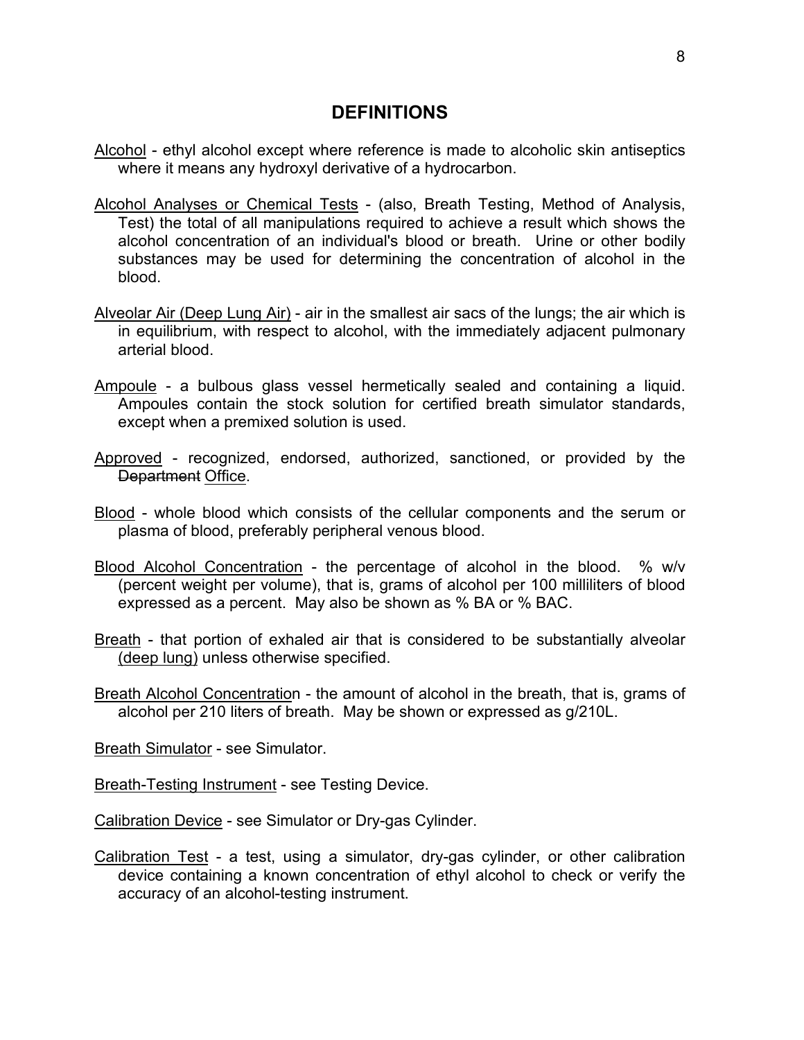# DEFINITIONS

<u>Alcohol</u> - ethyl alcohol except where reference is made to alcoholic skin antiseptics where it means any hydroxyl derivative of a hydrocarbon.

<u>Alcohol Analyses or Chemical Tests</u> - (also, Breath Testing, Method of Analysis, Test) the total of all manipulations required to achieve a result which shows the alcohol concentration of an individual's blood or breath. Urine or other bodily substances may be used for determining the concentration of alcohol in the blood.

<u>Alveolar Air (Deep Lung Air)</u> - air in the smallest air sacs of the lungs; the air which is in equilibrium, with respect to alcohol, with the immediately adjacent pulmonary arterial blood.

<u>Ampoule</u> - a bulbous glass vessel hermetically sealed and containing a liquid. Ampoules contain the stock solution for certified breath simulator standards, except when a premixed solution is used.

<u>Approved</u> - recognized, endorsed, authorized, sanctioned, or provided by the ~~Department~~ <u>Office</u>.

<u>Blood</u> - whole blood which consists of the cellular components and the serum or plasma of blood, preferably peripheral venous blood.

<u>Blood Alcohol Concentration</u> - the percentage of alcohol in the blood. % w/v (percent weight per volume), that is, grams of alcohol per 100 milliliters of blood expressed as a percent. May also be shown as % BA or % BAC.

<u>Breath</u> - that portion of exhaled air that is considered to be substantially alveolar <u>(deep lung)</u> unless otherwise specified.

<u>Breath Alcohol Concentration</u> - the amount of alcohol in the breath, that is, grams of alcohol per 210 liters of breath. May be shown or expressed as g/210L.

<u>Breath Simulator</u> - see Simulator.

<u>Breath-Testing Instrument</u> - see Testing Device.

<u>Calibration Device</u> - see Simulator or Dry-gas Cylinder.

<u>Calibration Test</u> - a test, using a simulator, dry-gas cylinder, or other calibration device containing a known concentration of ethyl alcohol to check or verify the accuracy of an alcohol-testing instrument.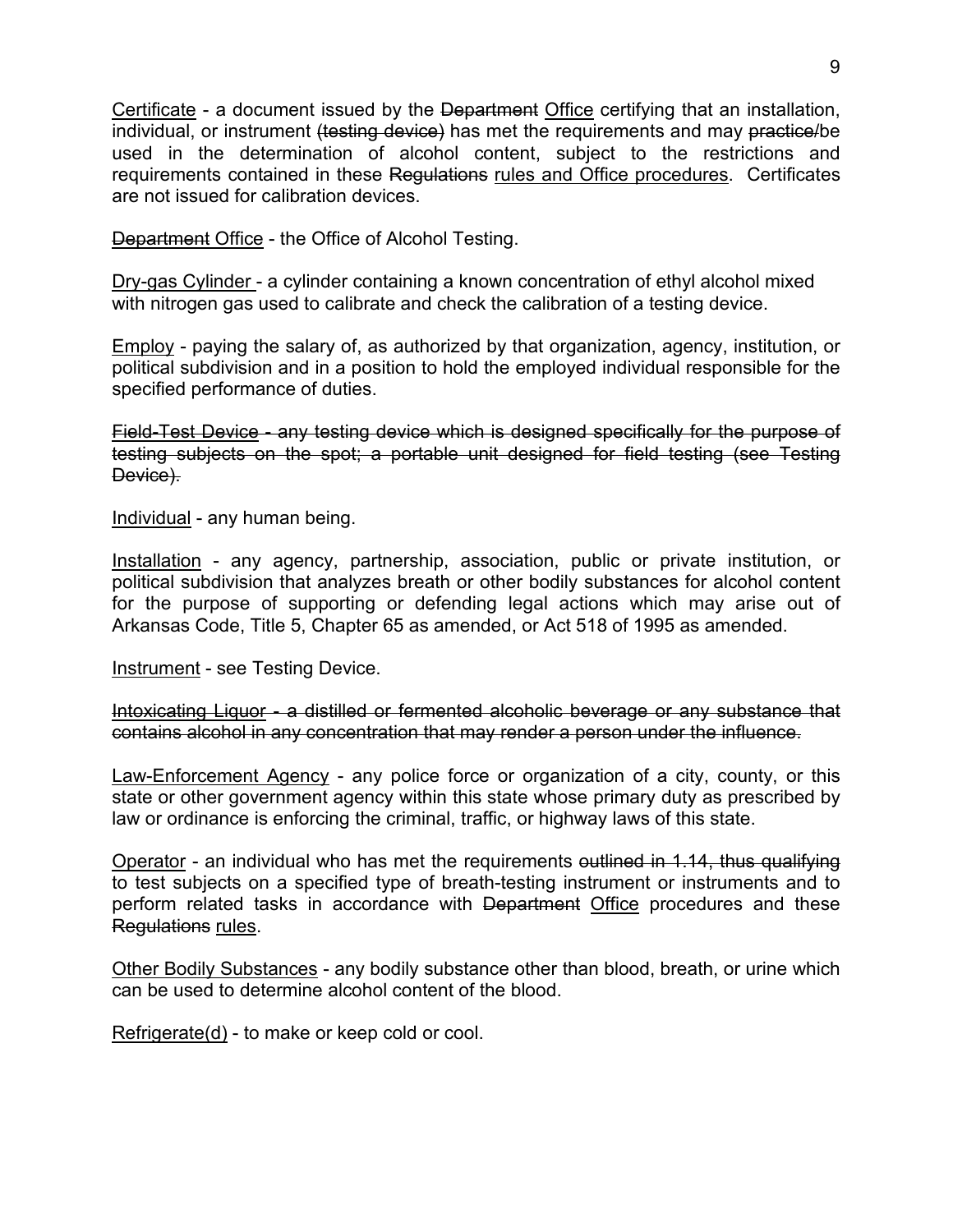<u>Certificate</u> - a document issued by the ~~Department~~ <u>Office</u> certifying that an installation, individual, or instrument ~~(testing device)~~ has met the requirements and may ~~practice/~~be used in the determination of alcohol content, subject to the restrictions and requirements contained in these ~~Regulations~~ <u>rules and Office procedures</u>. Certificates are not issued for calibration devices.

~~Department~~ <u>Office</u> - the Office of Alcohol Testing.

<u>Dry-gas Cylinder</u> - a cylinder containing a known concentration of ethyl alcohol mixed with nitrogen gas used to calibrate and check the calibration of a testing device.

<u>Employ</u> - paying the salary of, as authorized by that organization, agency, institution, or political subdivision and in a position to hold the employed individual responsible for the specified performance of duties.

~~Field-Test Device - any testing device which is designed specifically for the purpose of testing subjects on the spot; a portable unit designed for field testing (see Testing Device).~~

<u>Individual</u> - any human being.

<u>Installation</u> - any agency, partnership, association, public or private institution, or political subdivision that analyzes breath or other bodily substances for alcohol content for the purpose of supporting or defending legal actions which may arise out of Arkansas Code, Title 5, Chapter 65 as amended, or Act 518 of 1995 as amended.

<u>Instrument</u> - see Testing Device.

~~Intoxicating Liquor - a distilled or fermented alcoholic beverage or any substance that contains alcohol in any concentration that may render a person under the influence.~~

<u>Law-Enforcement Agency</u> - any police force or organization of a city, county, or this state or other government agency within this state whose primary duty as prescribed by law or ordinance is enforcing the criminal, traffic, or highway laws of this state.

<u>Operator</u> - an individual who has met the requirements ~~outlined in 1.14, thus qualifying~~ to test subjects on a specified type of breath-testing instrument or instruments and to perform related tasks in accordance with ~~Department~~ <u>Office</u> procedures and these ~~Regulations~~ <u>rules</u>.

<u>Other Bodily Substances</u> - any bodily substance other than blood, breath, or urine which can be used to determine alcohol content of the blood.

<u>Refrigerate(d)</u> - to make or keep cold or cool.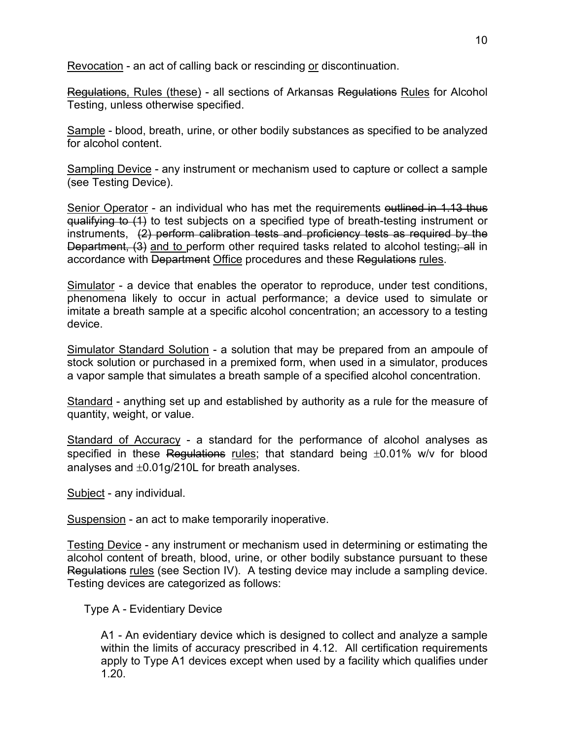Revocation - an act of calling back or rescinding or discontinuation.

~~Regulations~~, Rules (these) - all sections of Arkansas ~~Regulations~~ Rules for Alcohol Testing, unless otherwise specified.

Sample - blood, breath, urine, or other bodily substances as specified to be analyzed for alcohol content.

Sampling Device - any instrument or mechanism used to capture or collect a sample (see Testing Device).

Senior Operator - an individual who has met the requirements ~~outlined in 1.13 thus qualifying to (1)~~ to test subjects on a specified type of breath-testing instrument or instruments, ~~(2) perform calibration tests and proficiency tests as required by the Department, (3)~~ and to perform other required tasks related to alcohol testing~~; all~~ in accordance with ~~Department~~ Office procedures and these ~~Regulations~~ rules.

Simulator - a device that enables the operator to reproduce, under test conditions, phenomena likely to occur in actual performance; a device used to simulate or imitate a breath sample at a specific alcohol concentration; an accessory to a testing device.

Simulator Standard Solution - a solution that may be prepared from an ampoule of stock solution or purchased in a premixed form, when used in a simulator, produces a vapor sample that simulates a breath sample of a specified alcohol concentration.

Standard - anything set up and established by authority as a rule for the measure of quantity, weight, or value.

Standard of Accuracy - a standard for the performance of alcohol analyses as specified in these ~~Regulations~~ rules; that standard being $\pm$0.01% w/v for blood analyses and $\pm$0.01g/210L for breath analyses.

Subject - any individual.

Suspension - an act to make temporarily inoperative.

Testing Device - any instrument or mechanism used in determining or estimating the alcohol content of breath, blood, urine, or other bodily substance pursuant to these ~~Regulations~~ rules (see Section IV). A testing device may include a sampling device. Testing devices are categorized as follows:

Type A - Evidentiary Device

A1 - An evidentiary device which is designed to collect and analyze a sample within the limits of accuracy prescribed in 4.12. All certification requirements apply to Type A1 devices except when used by a facility which qualifies under 1.20.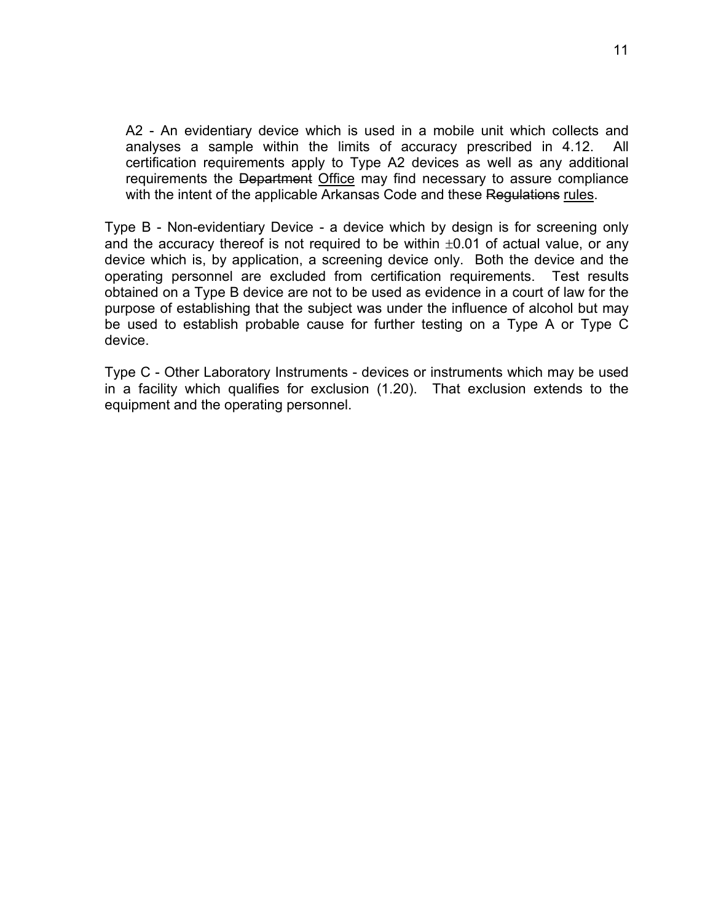A2 - An evidentiary device which is used in a mobile unit which collects and analyses a sample within the limits of accuracy prescribed in 4.12. All certification requirements apply to Type A2 devices as well as any additional requirements the ~~Department~~ <u>Office</u> may find necessary to assure compliance with the intent of the applicable Arkansas Code and these ~~Regulations~~ <u>rules</u>.

Type B - Non-evidentiary Device - a device which by design is for screening only and the accuracy thereof is not required to be within $\pm 0.01$ of actual value, or any device which is, by application, a screening device only. Both the device and the operating personnel are excluded from certification requirements. Test results obtained on a Type B device are not to be used as evidence in a court of law for the purpose of establishing that the subject was under the influence of alcohol but may be used to establish probable cause for further testing on a Type A or Type C device.

Type C - Other Laboratory Instruments - devices or instruments which may be used in a facility which qualifies for exclusion (1.20). That exclusion extends to the equipment and the operating personnel.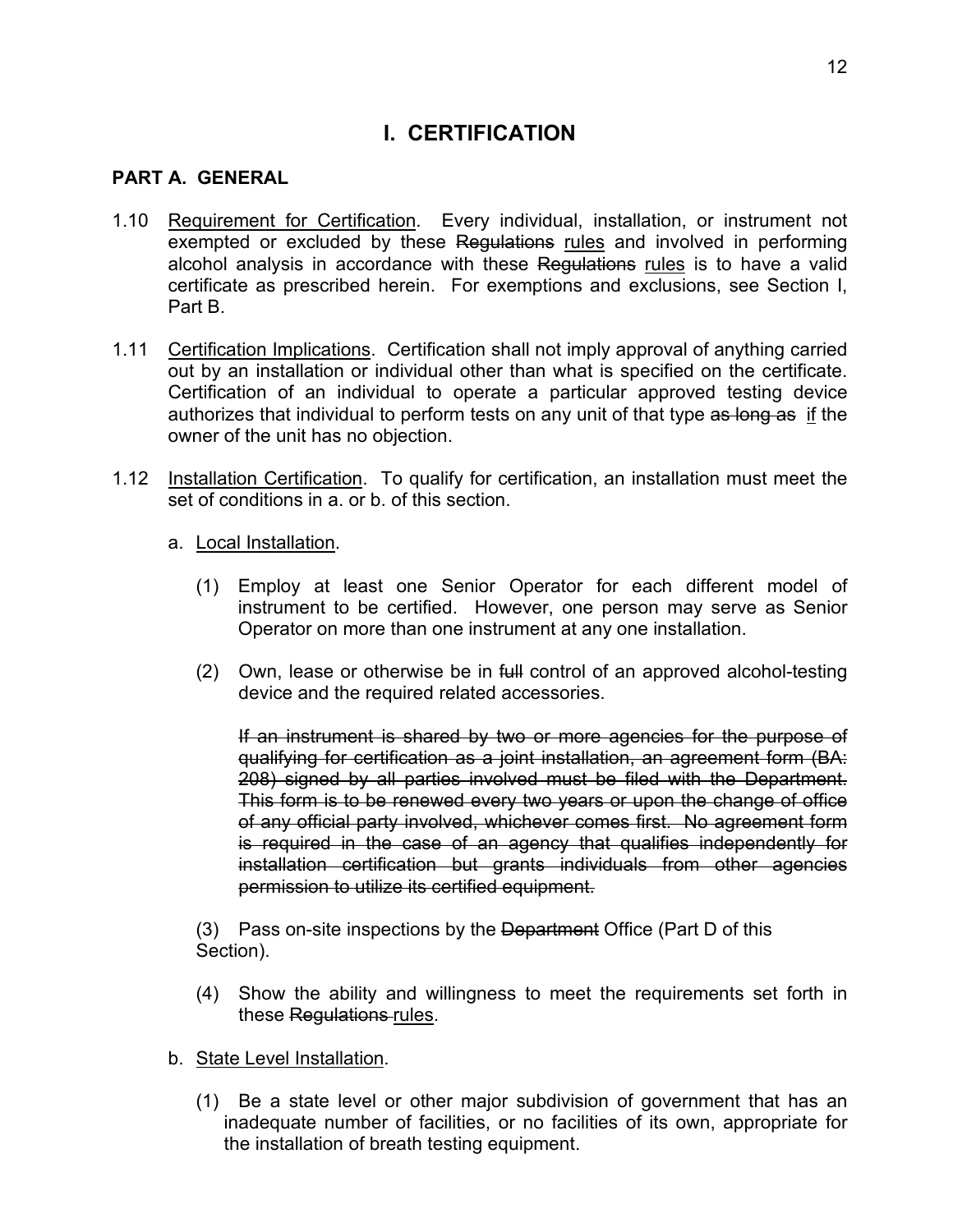# I. CERTIFICATION

## PART A. GENERAL

1.10 <u>Requirement for Certification</u>. Every individual, installation, or instrument not exempted or excluded by these ~~Regulations~~ <u>rules</u> and involved in performing alcohol analysis in accordance with these ~~Regulations~~ <u>rules</u> is to have a valid certificate as prescribed herein. For exemptions and exclusions, see Section I, Part B.

1.11 <u>Certification Implications</u>. Certification shall not imply approval of anything carried out by an installation or individual other than what is specified on the certificate. Certification of an individual to operate a particular approved testing device authorizes that individual to perform tests on any unit of that type ~~as long as~~ <u>if</u> the owner of the unit has no objection.

1.12 <u>Installation Certification</u>. To qualify for certification, an installation must meet the set of conditions in a. or b. of this section.

a. <u>Local Installation</u>.

(1) Employ at least one Senior Operator for each different model of instrument to be certified. However, one person may serve as Senior Operator on more than one instrument at any one installation.

(2) Own, lease or otherwise be in ~~full~~ control of an approved alcohol-testing device and the required related accessories.

~~If an instrument is shared by two or more agencies for the purpose of qualifying for certification as a joint installation, an agreement form (BA: 208) signed by all parties involved must be filed with the Department. This form is to be renewed every two years or upon the change of office of any official party involved, whichever comes first. No agreement form is required in the case of an agency that qualifies independently for installation certification but grants individuals from other agencies permission to utilize its certified equipment.~~

(3) Pass on-site inspections by the ~~Department~~ Office (Part D of this Section).

(4) Show the ability and willingness to meet the requirements set forth in these ~~Regulations~~ <u>rules</u>.

b. <u>State Level Installation</u>.

(1) Be a state level or other major subdivision of government that has an inadequate number of facilities, or no facilities of its own, appropriate for the installation of breath testing equipment.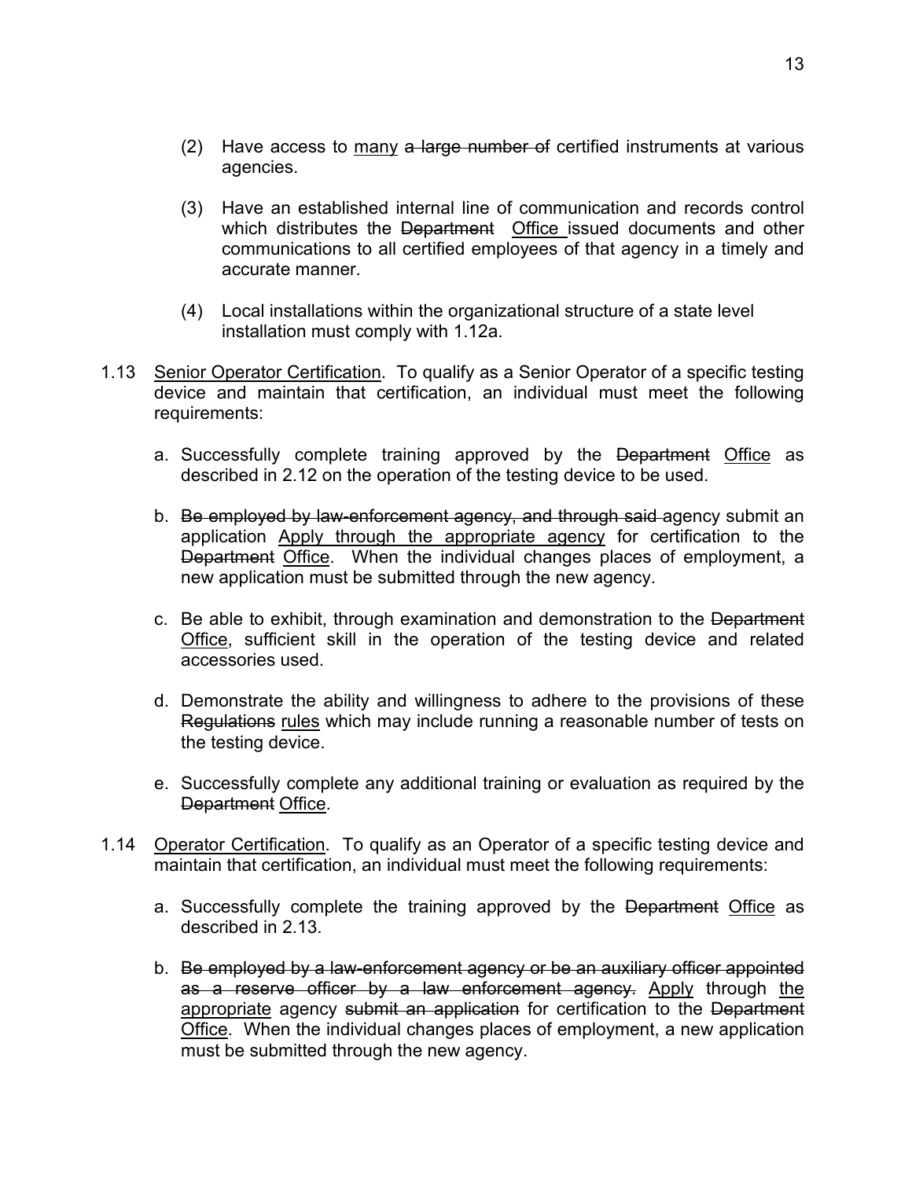(2) Have access to <u>many</u> ~~a large number of~~ certified instruments at various agencies.

(3) Have an established internal line of communication and records control which distributes the ~~Department~~ <u>Office</u> issued documents and other communications to all certified employees of that agency in a timely and accurate manner.

(4) Local installations within the organizational structure of a state level installation must comply with 1.12a.

1.13 <u>Senior Operator Certification</u>. To qualify as a Senior Operator of a specific testing device and maintain that certification, an individual must meet the following requirements:

a. Successfully complete training approved by the ~~Department~~ <u>Office</u> as described in 2.12 on the operation of the testing device to be used.

b. ~~Be employed by law-enforcement agency, and through said agency submit an application~~ <u>Apply through the appropriate agency</u> for certification to the ~~Department~~ <u>Office</u>. When the individual changes places of employment, a new application must be submitted through the new agency.

c. Be able to exhibit, through examination and demonstration to the ~~Department~~ <u>Office</u>, sufficient skill in the operation of the testing device and related accessories used.

d. Demonstrate the ability and willingness to adhere to the provisions of these ~~Regulations~~ <u>rules</u> which may include running a reasonable number of tests on the testing device.

e. Successfully complete any additional training or evaluation as required by the ~~Department~~ <u>Office</u>.

1.14 <u>Operator Certification</u>. To qualify as an Operator of a specific testing device and maintain that certification, an individual must meet the following requirements:

a. Successfully complete the training approved by the ~~Department~~ <u>Office</u> as described in 2.13.

b. ~~Be employed by a law-enforcement agency or be an auxiliary officer appointed as a reserve officer by a law enforcement agency.~~ <u>Apply</u> through <u>the appropriate</u> agency ~~submit an application~~ for certification to the ~~Department~~ <u>Office</u>. When the individual changes places of employment, a new application must be submitted through the new agency.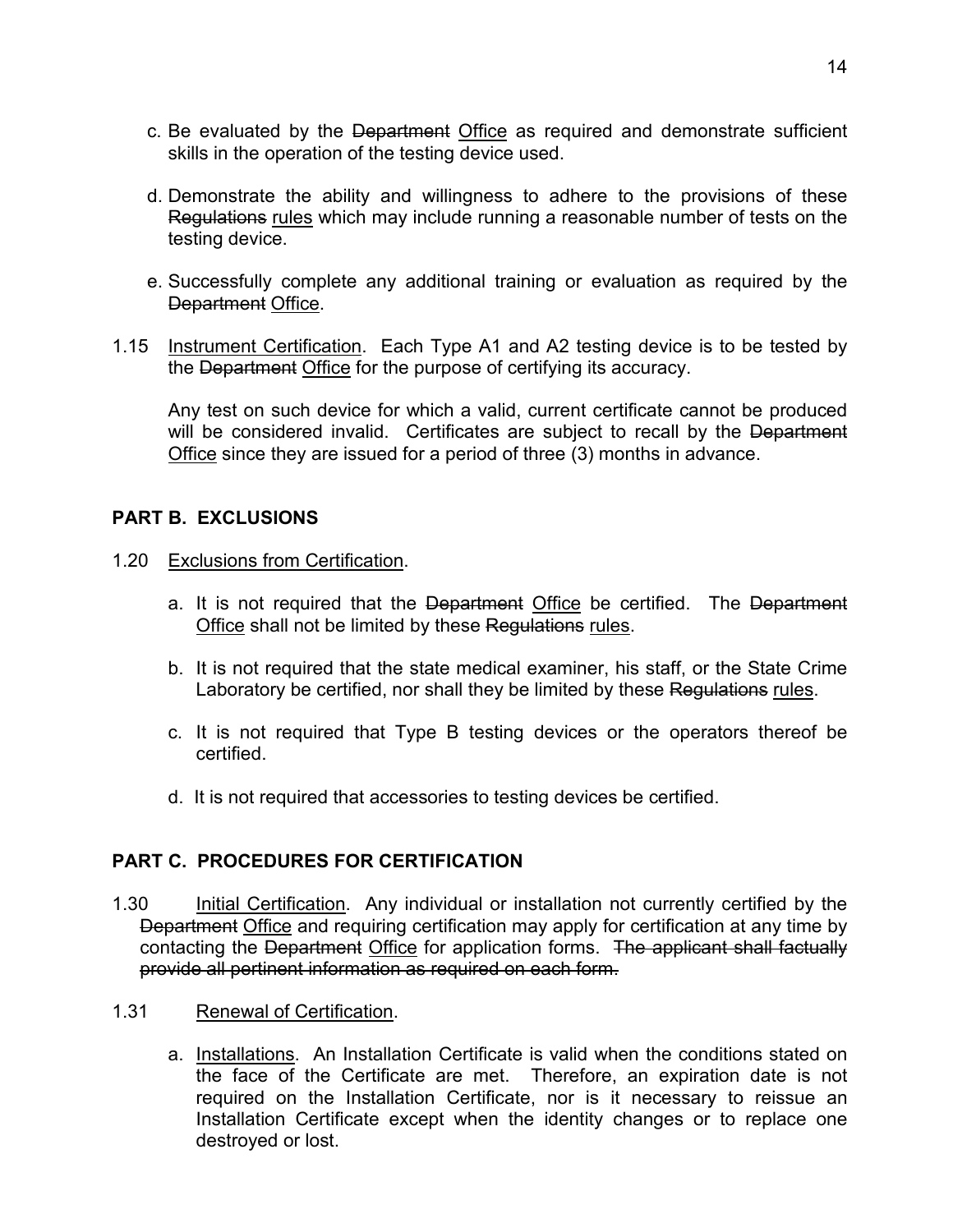c. Be evaluated by the ~~Department~~ <u>Office</u> as required and demonstrate sufficient skills in the operation of the testing device used.

d. Demonstrate the ability and willingness to adhere to the provisions of these ~~Regulations~~ <u>rules</u> which may include running a reasonable number of tests on the testing device.

e. Successfully complete any additional training or evaluation as required by the ~~Department~~ <u>Office</u>.

1.15 <u>Instrument Certification</u>. Each Type A1 and A2 testing device is to be tested by the ~~Department~~ <u>Office</u> for the purpose of certifying its accuracy.

Any test on such device for which a valid, current certificate cannot be produced will be considered invalid. Certificates are subject to recall by the ~~Department~~ <u>Office</u> since they are issued for a period of three (3) months in advance.

## PART B. EXCLUSIONS

1.20 <u>Exclusions from Certification</u>.

a. It is not required that the ~~Department~~ <u>Office</u> be certified. The ~~Department~~ <u>Office</u> shall not be limited by these ~~Regulations~~ <u>rules</u>.

b. It is not required that the state medical examiner, his staff, or the State Crime Laboratory be certified, nor shall they be limited by these ~~Regulations~~ <u>rules</u>.

c. It is not required that Type B testing devices or the operators thereof be certified.

d. It is not required that accessories to testing devices be certified.

## PART C. PROCEDURES FOR CERTIFICATION

1.30 <u>Initial Certification</u>. Any individual or installation not currently certified by the ~~Department~~ <u>Office</u> and requiring certification may apply for certification at any time by contacting the ~~Department~~ <u>Office</u> for application forms. ~~The applicant shall factually provide all pertinent information as required on each form.~~

1.31 <u>Renewal of Certification</u>.

a. <u>Installations</u>. An Installation Certificate is valid when the conditions stated on the face of the Certificate are met. Therefore, an expiration date is not required on the Installation Certificate, nor is it necessary to reissue an Installation Certificate except when the identity changes or to replace one destroyed or lost.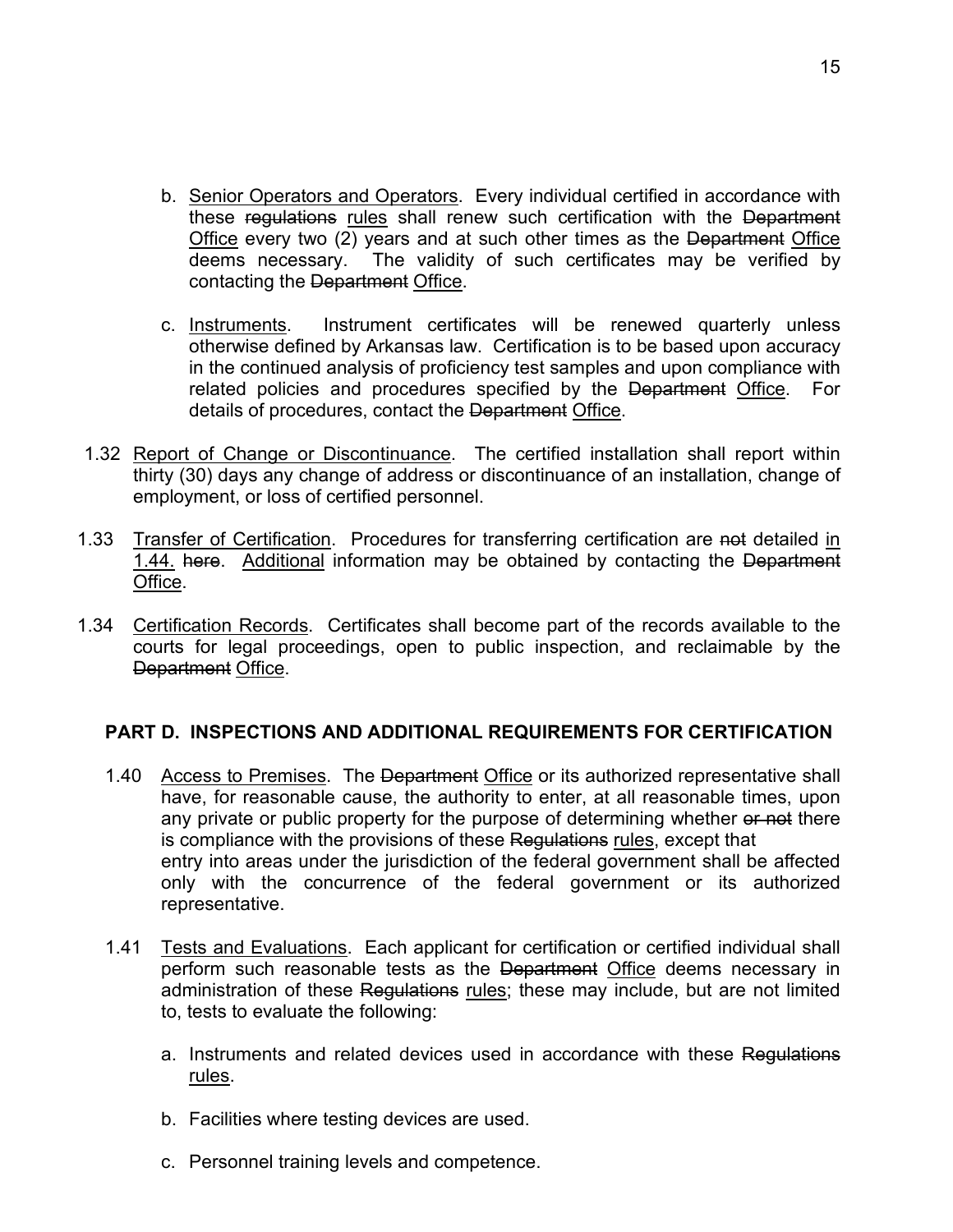b. Senior Operators and Operators. Every individual certified in accordance with these ~~regulations~~ rules shall renew such certification with the ~~Department~~ Office every two (2) years and at such other times as the ~~Department~~ Office deems necessary. The validity of such certificates may be verified by contacting the ~~Department~~ Office.

c. Instruments. Instrument certificates will be renewed quarterly unless otherwise defined by Arkansas law. Certification is to be based upon accuracy in the continued analysis of proficiency test samples and upon compliance with related policies and procedures specified by the ~~Department~~ Office. For details of procedures, contact the ~~Department~~ Office.

1.32 Report of Change or Discontinuance. The certified installation shall report within thirty (30) days any change of address or discontinuance of an installation, change of employment, or loss of certified personnel.

1.33 Transfer of Certification. Procedures for transferring certification are ~~not~~ detailed in 1.44. ~~here~~. Additional information may be obtained by contacting the ~~Department~~ Office.

1.34 Certification Records. Certificates shall become part of the records available to the courts for legal proceedings, open to public inspection, and reclaimable by the ~~Department~~ Office.

## PART D. INSPECTIONS AND ADDITIONAL REQUIREMENTS FOR CERTIFICATION

1.40 Access to Premises. The ~~Department~~ Office or its authorized representative shall have, for reasonable cause, the authority to enter, at all reasonable times, upon any private or public property for the purpose of determining whether ~~or not~~ there is compliance with the provisions of these ~~Regulations~~ rules, except that entry into areas under the jurisdiction of the federal government shall be affected only with the concurrence of the federal government or its authorized representative.

1.41 Tests and Evaluations. Each applicant for certification or certified individual shall perform such reasonable tests as the ~~Department~~ Office deems necessary in administration of these ~~Regulations~~ rules; these may include, but are not limited to, tests to evaluate the following:

a. Instruments and related devices used in accordance with these ~~Regulations~~ rules.

b. Facilities where testing devices are used.

c. Personnel training levels and competence.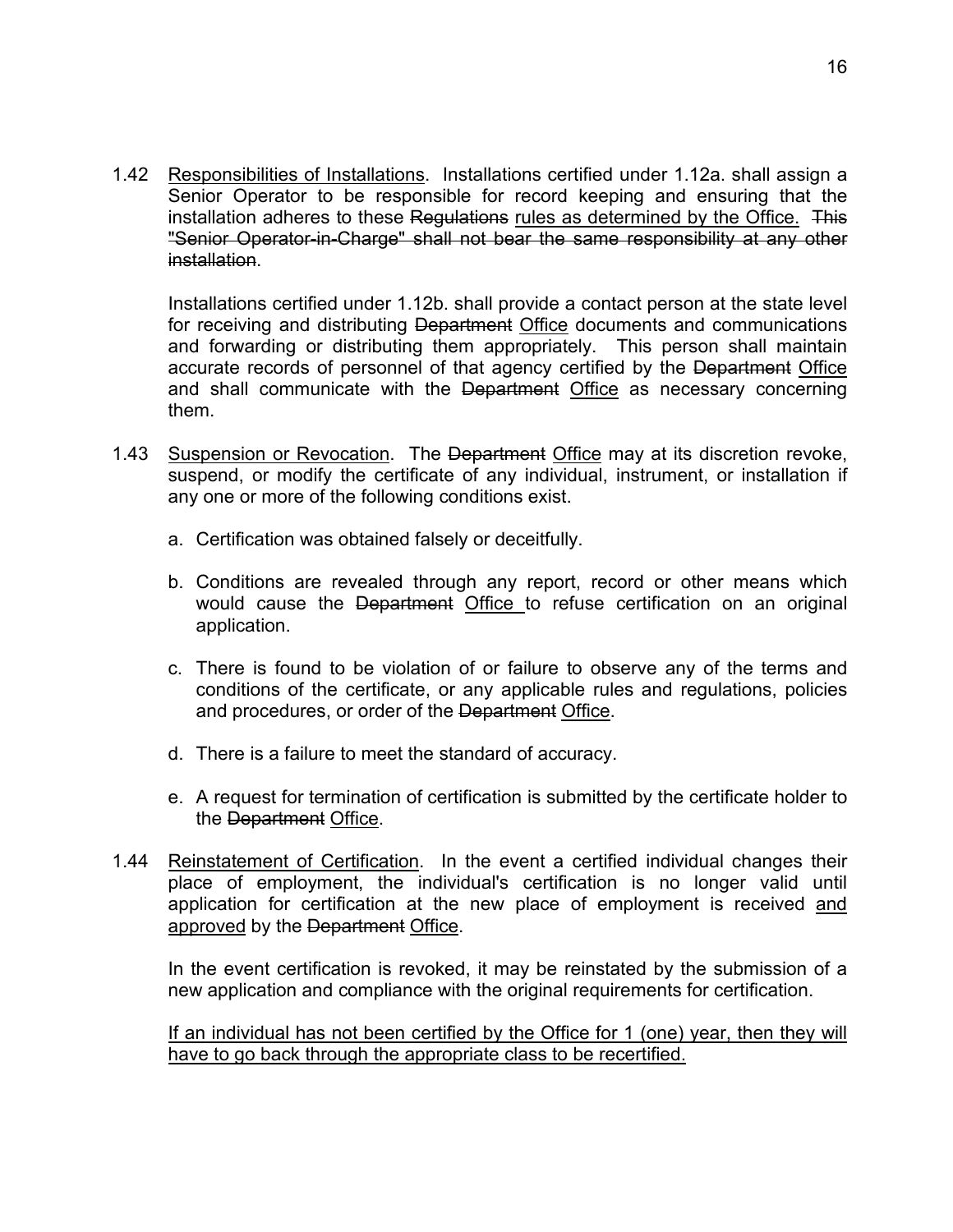1.42 <u>Responsibilities of Installations</u>. Installations certified under 1.12a. shall assign a Senior Operator to be responsible for record keeping and ensuring that the installation adheres to these ~~Regulations~~ <u>rules as determined by the Office.</u> ~~This "Senior Operator-in-Charge" shall not bear the same responsibility at any other installation~~.

Installations certified under 1.12b. shall provide a contact person at the state level for receiving and distributing ~~Department~~ <u>Office</u> documents and communications and forwarding or distributing them appropriately. This person shall maintain accurate records of personnel of that agency certified by the ~~Department~~ <u>Office</u> and shall communicate with the ~~Department~~ <u>Office</u> as necessary concerning them.

1.43 <u>Suspension or Revocation</u>. The ~~Department~~ <u>Office</u> may at its discretion revoke, suspend, or modify the certificate of any individual, instrument, or installation if any one or more of the following conditions exist.

a. Certification was obtained falsely or deceitfully.

b. Conditions are revealed through any report, record or other means which would cause the ~~Department~~ <u>Office</u> to refuse certification on an original application.

c. There is found to be violation of or failure to observe any of the terms and conditions of the certificate, or any applicable rules and regulations, policies and procedures, or order of the ~~Department~~ <u>Office</u>.

d. There is a failure to meet the standard of accuracy.

e. A request for termination of certification is submitted by the certificate holder to the ~~Department~~ <u>Office</u>.

1.44 <u>Reinstatement of Certification</u>. In the event a certified individual changes their place of employment, the individual's certification is no longer valid until application for certification at the new place of employment is received <u>and approved</u> by the ~~Department~~ <u>Office</u>.

In the event certification is revoked, it may be reinstated by the submission of a new application and compliance with the original requirements for certification.

<u>If an individual has not been certified by the Office for 1 (one) year, then they will have to go back through the appropriate class to be recertified.</u>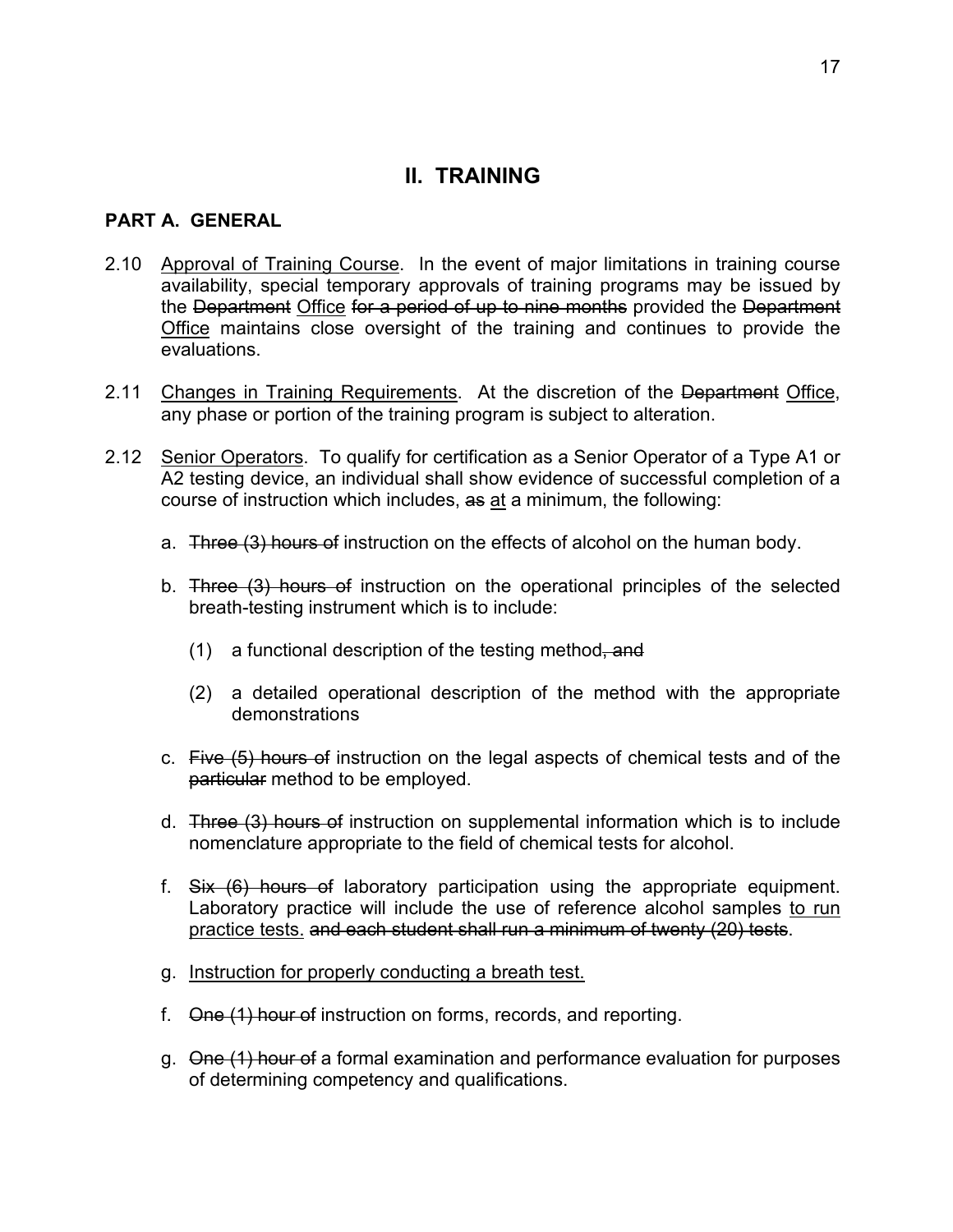## II. TRAINING

### PART A. GENERAL

2.10 <u>Approval of Training Course</u>. In the event of major limitations in training course availability, special temporary approvals of training programs may be issued by the ~~Department~~ <u>Office</u> ~~for a period of up to nine months~~ provided the ~~Department~~ <u>Office</u> maintains close oversight of the training and continues to provide the evaluations.

2.11 <u>Changes in Training Requirements</u>. At the discretion of the ~~Department~~ <u>Office</u>, any phase or portion of the training program is subject to alteration.

2.12 <u>Senior Operators</u>. To qualify for certification as a Senior Operator of a Type A1 or A2 testing device, an individual shall show evidence of successful completion of a course of instruction which includes, ~~as~~ <u>at</u> a minimum, the following:

a. ~~Three (3) hours of~~ instruction on the effects of alcohol on the human body.

b. ~~Three (3) hours of~~ instruction on the operational principles of the selected breath-testing instrument which is to include:

(1) a functional description of the testing method~~, and~~

(2) a detailed operational description of the method with the appropriate demonstrations

c. ~~Five (5) hours of~~ instruction on the legal aspects of chemical tests and of the ~~particular~~ method to be employed.

d. ~~Three (3) hours of~~ instruction on supplemental information which is to include nomenclature appropriate to the field of chemical tests for alcohol.

f. ~~Six (6) hours of~~ laboratory participation using the appropriate equipment. Laboratory practice will include the use of reference alcohol samples <u>to run practice tests.</u> ~~and each student shall run a minimum of twenty (20) tests~~.

g. <u>Instruction for properly conducting a breath test.</u>

f. ~~One (1) hour of~~ instruction on forms, records, and reporting.

g. ~~One (1) hour of~~ a formal examination and performance evaluation for purposes of determining competency and qualifications.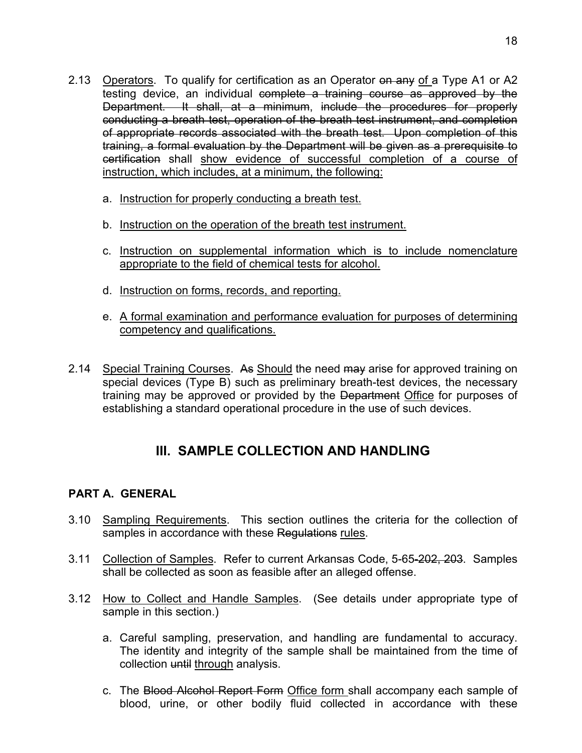2.13 <u>Operators</u>. To qualify for certification as an Operator ~~on any~~ <u>of</u> a Type A1 or A2 testing device, an individual ~~complete a training course as approved by the Department. It shall, at a minimum~~, ~~include the procedures for properly conducting a breath test, operation of the breath test instrument, and completion of appropriate records associated with the breath test. Upon completion of this training, a formal evaluation by the Department will be given as a prerequisite to certification~~ shall <u>show evidence of successful completion of a course of instruction, which includes, at a minimum, the following:</u>

   a. <u>Instruction for properly conducting a breath test.</u>

   b. <u>Instruction on the operation of the breath test instrument.</u>

   c. <u>Instruction on supplemental information which is to include nomenclature appropriate to the field of chemical tests for alcohol.</u>

   d. <u>Instruction on forms, records, and reporting.</u>

   e. <u>A formal examination and performance evaluation for purposes of determining competency and qualifications.</u>

2.14 <u>Special Training Courses</u>. ~~As~~ <u>Should</u> the need ~~may~~ arise for approved training on special devices (Type B) such as preliminary breath-test devices, the necessary training may be approved or provided by the ~~Department~~ <u>Office</u> for purposes of establishing a standard operational procedure in the use of such devices.

## III. SAMPLE COLLECTION AND HANDLING

### PART A. GENERAL

3.10 <u>Sampling Requirements</u>. This section outlines the criteria for the collection of samples in accordance with these ~~Regulations~~ <u>rules</u>.

3.11 <u>Collection of Samples</u>. Refer to current Arkansas Code, 5-65~~-202, 203~~. Samples shall be collected as soon as feasible after an alleged offense.

3.12 <u>How to Collect and Handle Samples</u>. (See details under appropriate type of sample in this section.)

   a. Careful sampling, preservation, and handling are fundamental to accuracy. The identity and integrity of the sample shall be maintained from the time of collection ~~until~~ <u>through</u> analysis.

   c. The ~~Blood Alcohol Report Form~~ <u>Office form</u> shall accompany each sample of blood, urine, or other bodily fluid collected in accordance with these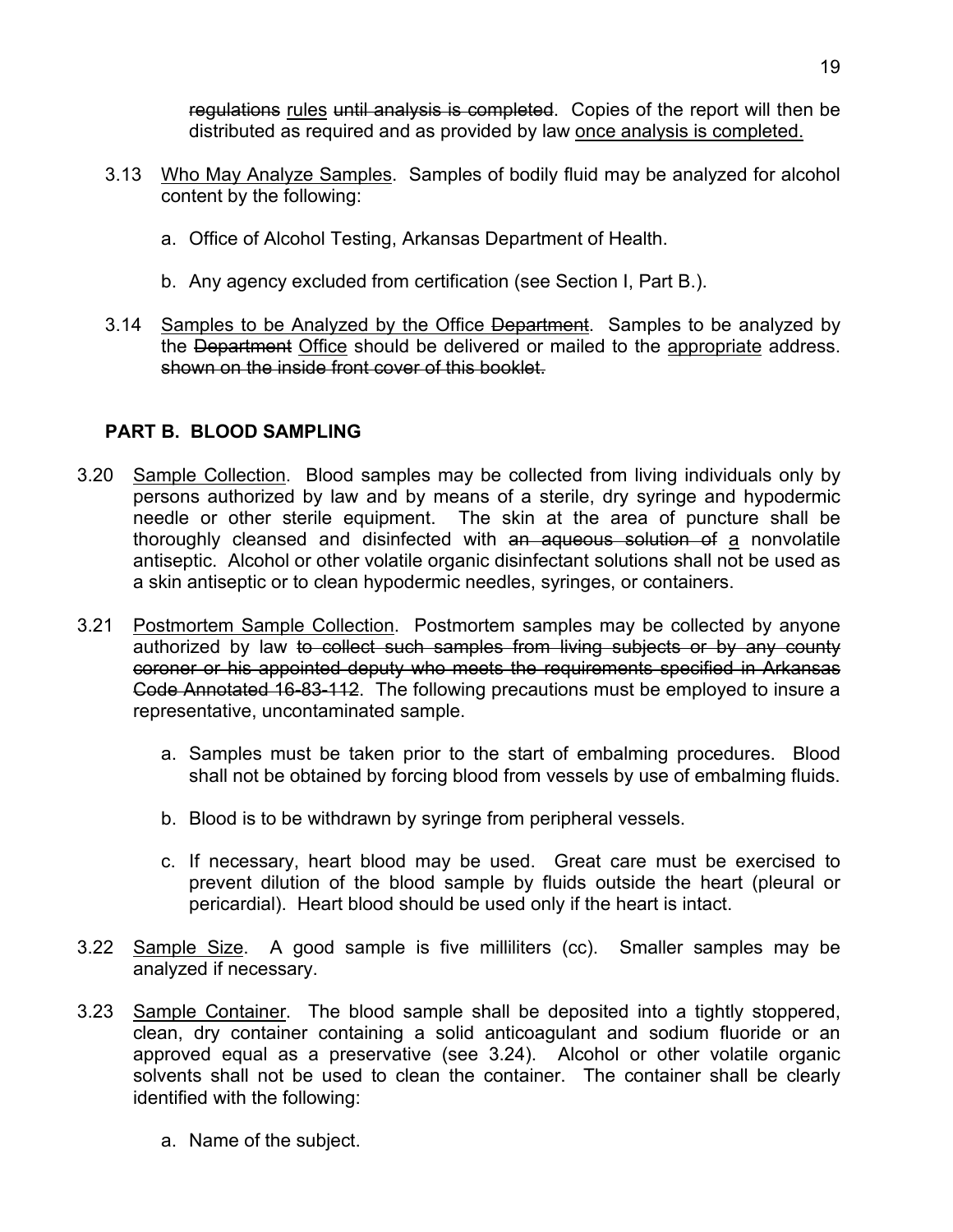~~regulations~~ rules ~~until analysis is completed~~. Copies of the report will then be distributed as required and as provided by law once analysis is completed.

3.13 Who May Analyze Samples. Samples of bodily fluid may be analyzed for alcohol content by the following:

a. Office of Alcohol Testing, Arkansas Department of Health.

b. Any agency excluded from certification (see Section I, Part B.).

3.14 Samples to be Analyzed by the Office ~~Department~~. Samples to be analyzed by the ~~Department~~ Office should be delivered or mailed to the appropriate address. ~~shown on the inside front cover of this booklet.~~

## PART B. BLOOD SAMPLING

3.20 Sample Collection. Blood samples may be collected from living individuals only by persons authorized by law and by means of a sterile, dry syringe and hypodermic needle or other sterile equipment. The skin at the area of puncture shall be thoroughly cleansed and disinfected with ~~an aqueous solution of~~ a nonvolatile antiseptic. Alcohol or other volatile organic disinfectant solutions shall not be used as a skin antiseptic or to clean hypodermic needles, syringes, or containers.

3.21 Postmortem Sample Collection. Postmortem samples may be collected by anyone authorized by law ~~to collect such samples from living subjects or by any county coroner or his appointed deputy who meets the requirements specified in Arkansas Code Annotated 16-83-112~~. The following precautions must be employed to insure a representative, uncontaminated sample.

a. Samples must be taken prior to the start of embalming procedures. Blood shall not be obtained by forcing blood from vessels by use of embalming fluids.

b. Blood is to be withdrawn by syringe from peripheral vessels.

c. If necessary, heart blood may be used. Great care must be exercised to prevent dilution of the blood sample by fluids outside the heart (pleural or pericardial). Heart blood should be used only if the heart is intact.

3.22 Sample Size. A good sample is five milliliters (cc). Smaller samples may be analyzed if necessary.

3.23 Sample Container. The blood sample shall be deposited into a tightly stoppered, clean, dry container containing a solid anticoagulant and sodium fluoride or an approved equal as a preservative (see 3.24). Alcohol or other volatile organic solvents shall not be used to clean the container. The container shall be clearly identified with the following:

a. Name of the subject.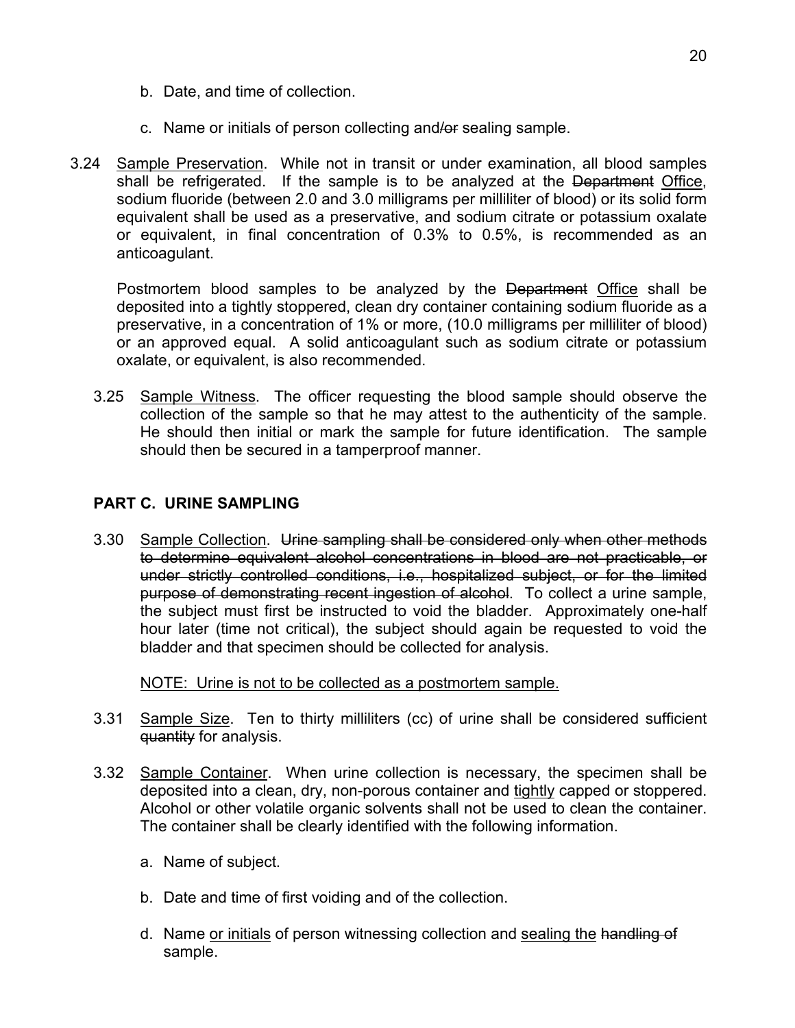b. Date, and time of collection.

c. Name or initials of person collecting and~~/or~~ sealing sample.

3.24 <u>Sample Preservation</u>. While not in transit or under examination, all blood samples shall be refrigerated. If the sample is to be analyzed at the ~~Department~~ <u>Office</u>, sodium fluoride (between 2.0 and 3.0 milligrams per milliliter of blood) or its solid form equivalent shall be used as a preservative, and sodium citrate or potassium oxalate or equivalent, in final concentration of 0.3% to 0.5%, is recommended as an anticoagulant.

Postmortem blood samples to be analyzed by the ~~Department~~ <u>Office</u> shall be deposited into a tightly stoppered, clean dry container containing sodium fluoride as a preservative, in a concentration of 1% or more, (10.0 milligrams per milliliter of blood) or an approved equal. A solid anticoagulant such as sodium citrate or potassium oxalate, or equivalent, is also recommended.

3.25 <u>Sample Witness</u>. The officer requesting the blood sample should observe the collection of the sample so that he may attest to the authenticity of the sample. He should then initial or mark the sample for future identification. The sample should then be secured in a tamperproof manner.

**PART C. URINE SAMPLING**

3.30 <u>Sample Collection</u>. ~~Urine sampling shall be considered only when other methods to determine equivalent alcohol concentrations in blood are not practicable, or under strictly controlled conditions, i.e., hospitalized subject, or for the limited purpose of demonstrating recent ingestion of alcohol~~. To collect a urine sample, the subject must first be instructed to void the bladder. Approximately one-half hour later (time not critical), the subject should again be requested to void the bladder and that specimen should be collected for analysis.

<u>NOTE: Urine is not to be collected as a postmortem sample.</u>

3.31 <u>Sample Size</u>. Ten to thirty milliliters (cc) of urine shall be considered sufficient ~~quantity~~ for analysis.

3.32 <u>Sample Container</u>. When urine collection is necessary, the specimen shall be deposited into a clean, dry, non-porous container and <u>tightly</u> capped or stoppered. Alcohol or other volatile organic solvents shall not be used to clean the container. The container shall be clearly identified with the following information.

a. Name of subject.

b. Date and time of first voiding and of the collection.

d. Name <u>or initials</u> of person witnessing collection and <u>sealing the</u> ~~handling of~~ sample.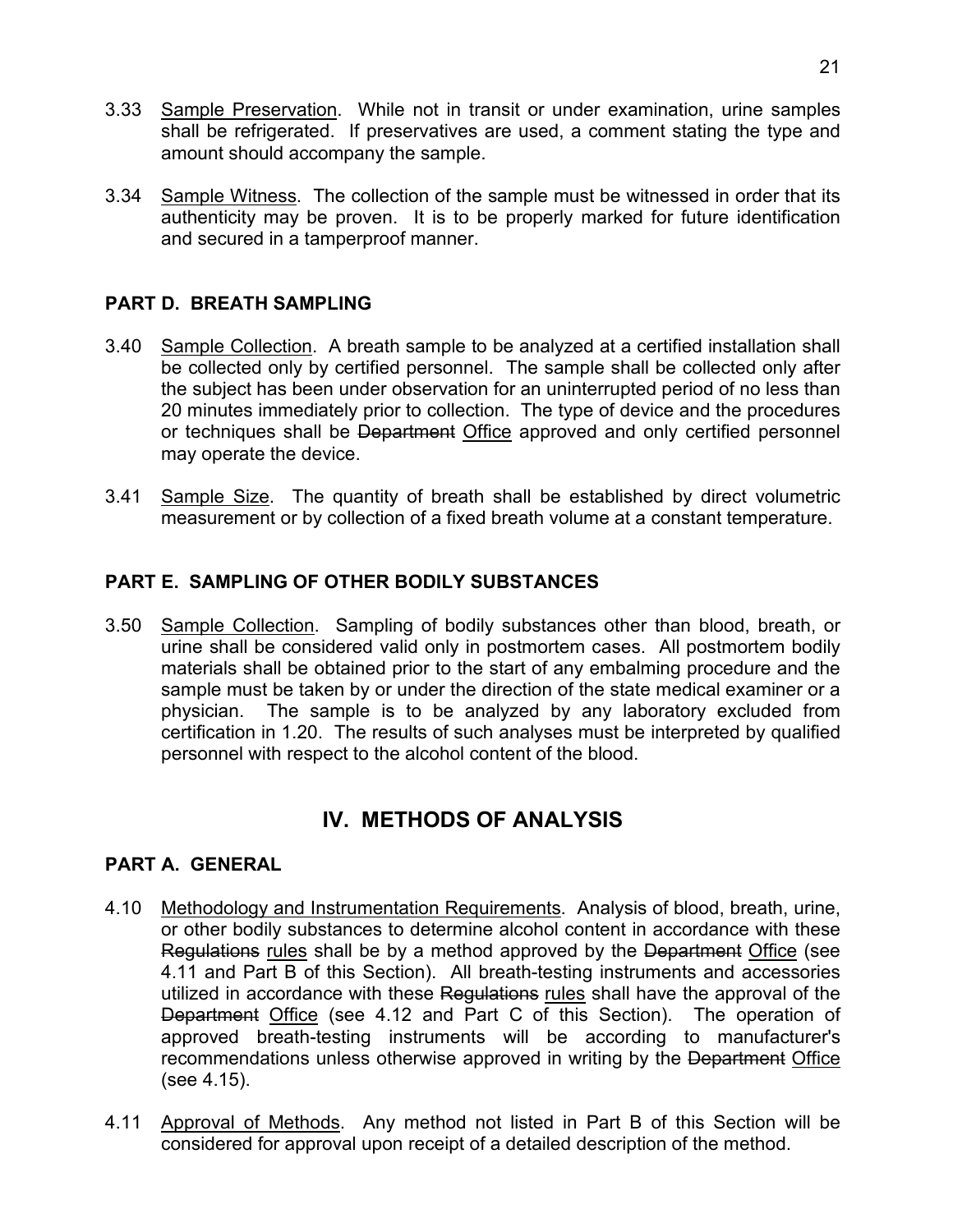3.33 Sample Preservation. While not in transit or under examination, urine samples shall be refrigerated. If preservatives are used, a comment stating the type and amount should accompany the sample.

3.34 Sample Witness. The collection of the sample must be witnessed in order that its authenticity may be proven. It is to be properly marked for future identification and secured in a tamperproof manner.

### PART D. BREATH SAMPLING

3.40 Sample Collection. A breath sample to be analyzed at a certified installation shall be collected only by certified personnel. The sample shall be collected only after the subject has been under observation for an uninterrupted period of no less than 20 minutes immediately prior to collection. The type of device and the procedures or techniques shall be ~~Department~~ Office approved and only certified personnel may operate the device.

3.41 Sample Size. The quantity of breath shall be established by direct volumetric measurement or by collection of a fixed breath volume at a constant temperature.

### PART E. SAMPLING OF OTHER BODILY SUBSTANCES

3.50 Sample Collection. Sampling of bodily substances other than blood, breath, or urine shall be considered valid only in postmortem cases. All postmortem bodily materials shall be obtained prior to the start of any embalming procedure and the sample must be taken by or under the direction of the state medical examiner or a physician. The sample is to be analyzed by any laboratory excluded from certification in 1.20. The results of such analyses must be interpreted by qualified personnel with respect to the alcohol content of the blood.

## IV. METHODS OF ANALYSIS

### PART A. GENERAL

4.10 Methodology and Instrumentation Requirements. Analysis of blood, breath, urine, or other bodily substances to determine alcohol content in accordance with these ~~Regulations~~ rules shall be by a method approved by the ~~Department~~ Office (see 4.11 and Part B of this Section). All breath-testing instruments and accessories utilized in accordance with these ~~Regulations~~ rules shall have the approval of the ~~Department~~ Office (see 4.12 and Part C of this Section). The operation of approved breath-testing instruments will be according to manufacturer's recommendations unless otherwise approved in writing by the ~~Department~~ Office (see 4.15).

4.11 Approval of Methods. Any method not listed in Part B of this Section will be considered for approval upon receipt of a detailed description of the method.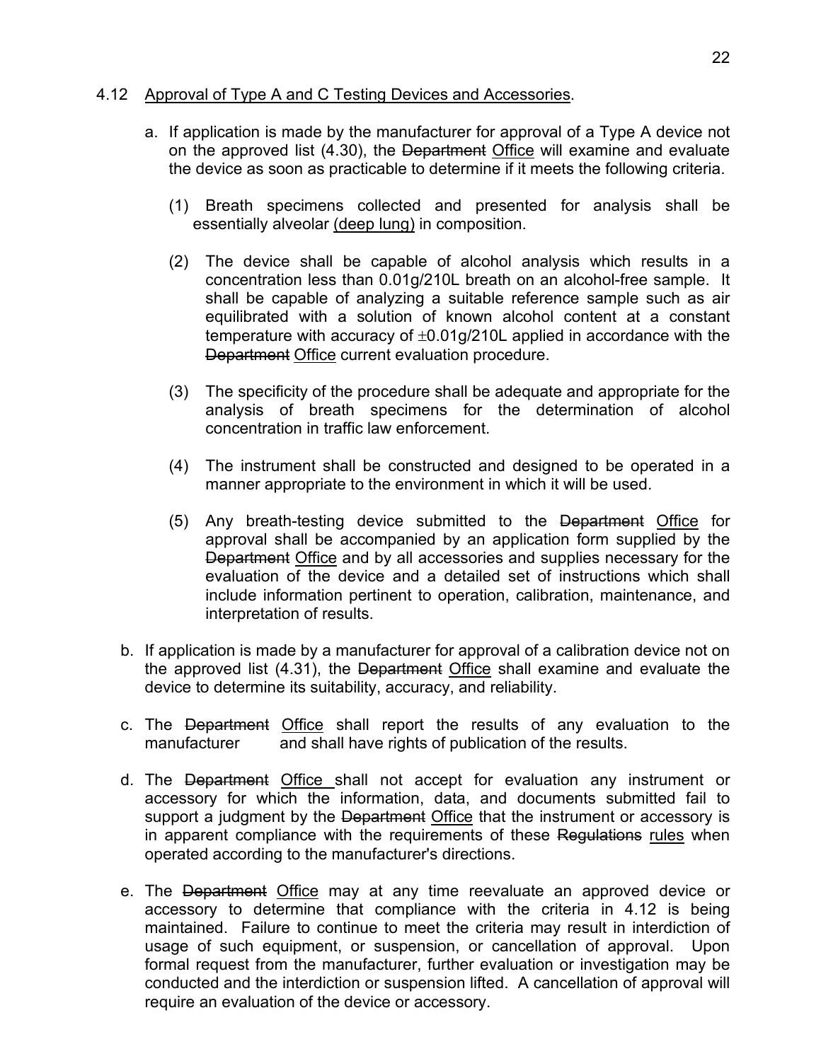4.12 Approval of Type A and C Testing Devices and Accessories.

a. If application is made by the manufacturer for approval of a Type A device not on the approved list (4.30), the ~~Department~~ Office will examine and evaluate the device as soon as practicable to determine if it meets the following criteria.

   (1) Breath specimens collected and presented for analysis shall be essentially alveolar (deep lung) in composition.

   (2) The device shall be capable of alcohol analysis which results in a concentration less than 0.01g/210L breath on an alcohol-free sample. It shall be capable of analyzing a suitable reference sample such as air equilibrated with a solution of known alcohol content at a constant temperature with accuracy of ±0.01g/210L applied in accordance with the ~~Department~~ Office current evaluation procedure.

   (3) The specificity of the procedure shall be adequate and appropriate for the analysis of breath specimens for the determination of alcohol concentration in traffic law enforcement.

   (4) The instrument shall be constructed and designed to be operated in a manner appropriate to the environment in which it will be used.

   (5) Any breath-testing device submitted to the ~~Department~~ Office for approval shall be accompanied by an application form supplied by the ~~Department~~ Office and by all accessories and supplies necessary for the evaluation of the device and a detailed set of instructions which shall include information pertinent to operation, calibration, maintenance, and interpretation of results.

b. If application is made by a manufacturer for approval of a calibration device not on the approved list (4.31), the ~~Department~~ Office shall examine and evaluate the device to determine its suitability, accuracy, and reliability.

c. The ~~Department~~ Office shall report the results of any evaluation to the manufacturer and shall have rights of publication of the results.

d. The ~~Department~~ Office shall not accept for evaluation any instrument or accessory for which the information, data, and documents submitted fail to support a judgment by the ~~Department~~ Office that the instrument or accessory is in apparent compliance with the requirements of these ~~Regulations~~ rules when operated according to the manufacturer's directions.

e. The ~~Department~~ Office may at any time reevaluate an approved device or accessory to determine that compliance with the criteria in 4.12 is being maintained. Failure to continue to meet the criteria may result in interdiction of usage of such equipment, or suspension, or cancellation of approval. Upon formal request from the manufacturer, further evaluation or investigation may be conducted and the interdiction or suspension lifted. A cancellation of approval will require an evaluation of the device or accessory.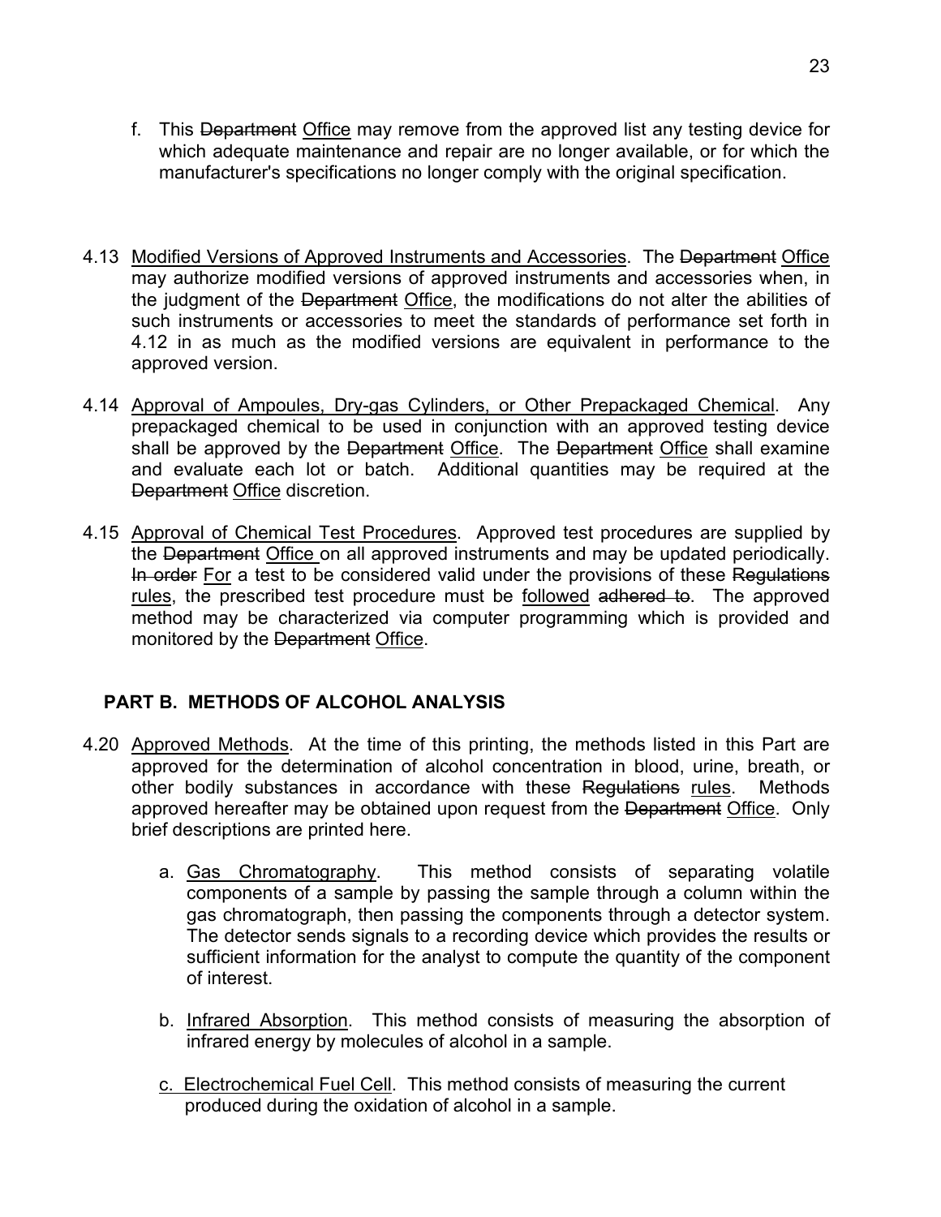f. This ~~Department~~ Office may remove from the approved list any testing device for which adequate maintenance and repair are no longer available, or for which the manufacturer's specifications no longer comply with the original specification.

4.13 Modified Versions of Approved Instruments and Accessories. The ~~Department~~ Office may authorize modified versions of approved instruments and accessories when, in the judgment of the ~~Department~~ Office, the modifications do not alter the abilities of such instruments or accessories to meet the standards of performance set forth in 4.12 in as much as the modified versions are equivalent in performance to the approved version.

4.14 Approval of Ampoules, Dry-gas Cylinders, or Other Prepackaged Chemical. Any prepackaged chemical to be used in conjunction with an approved testing device shall be approved by the ~~Department~~ Office. The ~~Department~~ Office shall examine and evaluate each lot or batch. Additional quantities may be required at the ~~Department~~ Office discretion.

4.15 Approval of Chemical Test Procedures. Approved test procedures are supplied by the ~~Department~~ Office on all approved instruments and may be updated periodically. ~~In order~~ For a test to be considered valid under the provisions of these ~~Regulations~~ rules, the prescribed test procedure must be followed ~~adhered to~~. The approved method may be characterized via computer programming which is provided and monitored by the ~~Department~~ Office.

## PART B. METHODS OF ALCOHOL ANALYSIS

4.20 Approved Methods. At the time of this printing, the methods listed in this Part are approved for the determination of alcohol concentration in blood, urine, breath, or other bodily substances in accordance with these ~~Regulations~~ rules. Methods approved hereafter may be obtained upon request from the ~~Department~~ Office. Only brief descriptions are printed here.

a. Gas Chromatography. This method consists of separating volatile components of a sample by passing the sample through a column within the gas chromatograph, then passing the components through a detector system. The detector sends signals to a recording device which provides the results or sufficient information for the analyst to compute the quantity of the component of interest.

b. Infrared Absorption. This method consists of measuring the absorption of infrared energy by molecules of alcohol in a sample.

c. Electrochemical Fuel Cell. This method consists of measuring the current produced during the oxidation of alcohol in a sample.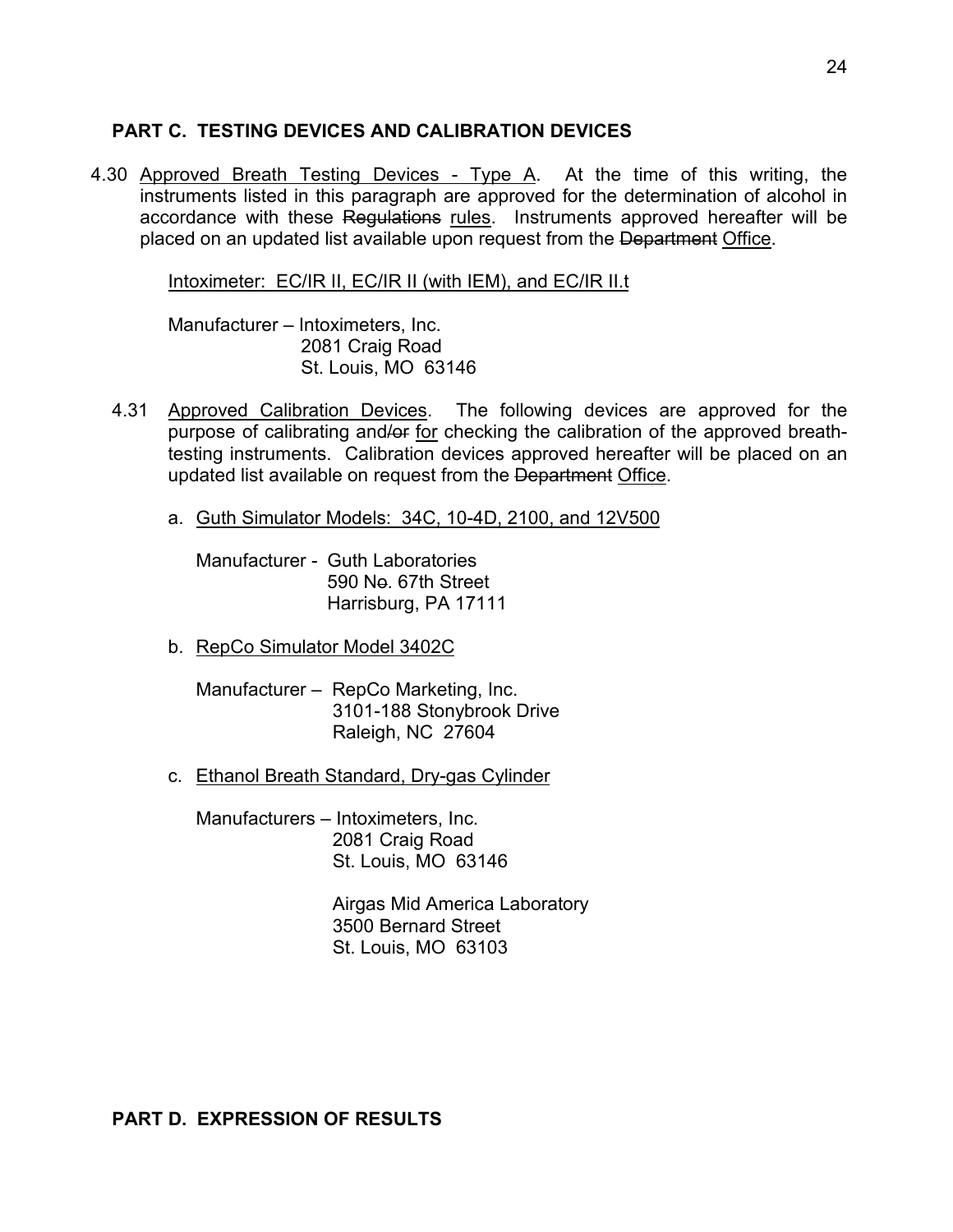## PART C. TESTING DEVICES AND CALIBRATION DEVICES

4.30 Approved Breath Testing Devices - Type A. At the time of this writing, the instruments listed in this paragraph are approved for the determination of alcohol in accordance with these ~~Regulations~~ rules. Instruments approved hereafter will be placed on an updated list available upon request from the ~~Department~~ Office.

Intoximeter: EC/IR II, EC/IR II (with IEM), and EC/IR II.t

Manufacturer – Intoximeters, Inc.
2081 Craig Road
St. Louis, MO 63146

4.31 Approved Calibration Devices. The following devices are approved for the purpose of calibrating and~~/or~~ for checking the calibration of the approved breath-testing instruments. Calibration devices approved hereafter will be placed on an updated list available on request from the ~~Department~~ Office.

a. Guth Simulator Models: 34C, 10-4D, 2100, and 12V500

Manufacturer - Guth Laboratories
590 N~~o~~. 67th Street
Harrisburg, PA 17111

b. RepCo Simulator Model 3402C

Manufacturer – RepCo Marketing, Inc.
3101-188 Stonybrook Drive
Raleigh, NC 27604

c. Ethanol Breath Standard, Dry-gas Cylinder

Manufacturers – Intoximeters, Inc.
2081 Craig Road
St. Louis, MO 63146

Airgas Mid America Laboratory
3500 Bernard Street
St. Louis, MO 63103

## PART D. EXPRESSION OF RESULTS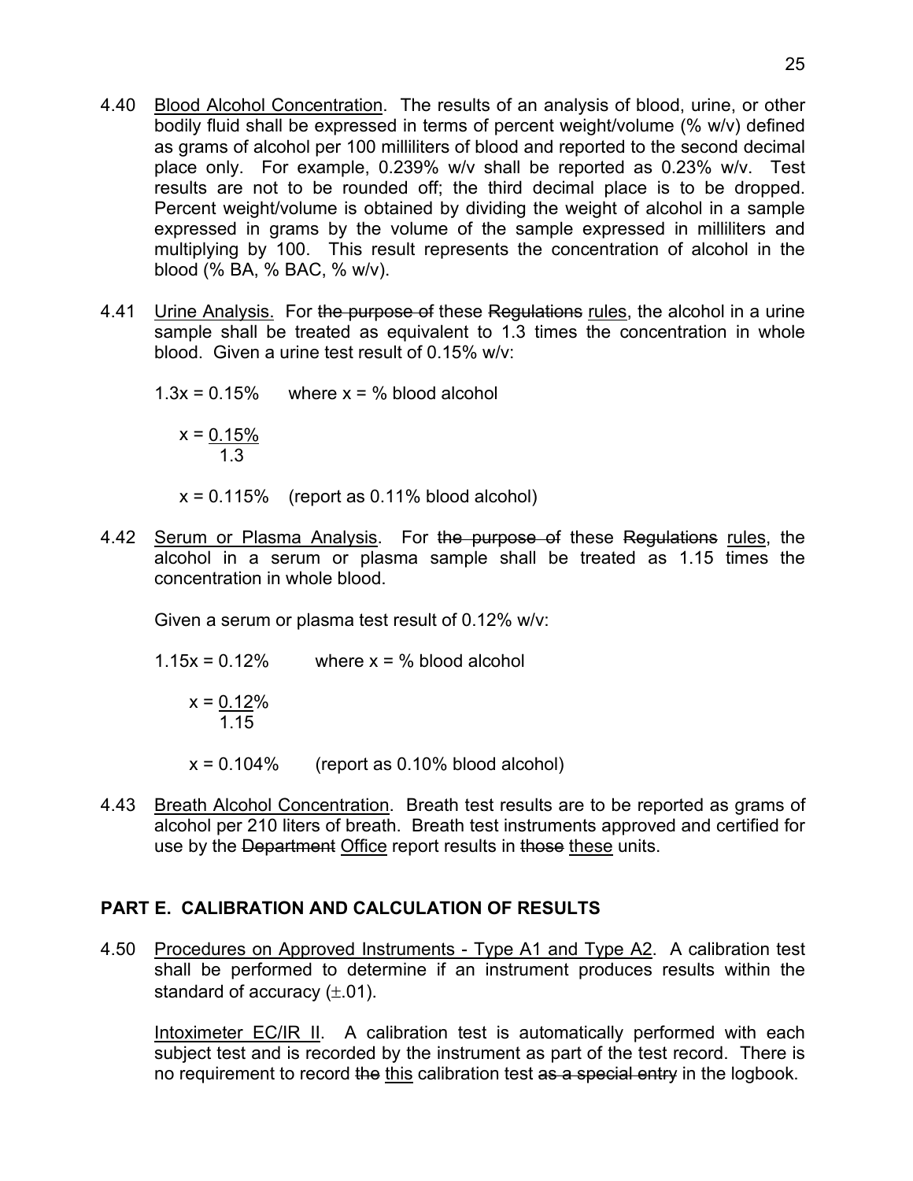4.40 <u>Blood Alcohol Concentration</u>. The results of an analysis of blood, urine, or other bodily fluid shall be expressed in terms of percent weight/volume (% w/v) defined as grams of alcohol per 100 milliliters of blood and reported to the second decimal place only. For example, 0.239% w/v shall be reported as 0.23% w/v. Test results are not to be rounded off; the third decimal place is to be dropped. Percent weight/volume is obtained by dividing the weight of alcohol in a sample expressed in grams by the volume of the sample expressed in milliliters and multiplying by 100. This result represents the concentration of alcohol in the blood (% BA, % BAC, % w/v).

4.41 <u>Urine Analysis.</u> For ~~the purpose of~~ these ~~Regulations~~ <u>rules</u>, the alcohol in a urine sample shall be treated as equivalent to 1.3 times the concentration in whole blood. Given a urine test result of 0.15% w/v:

$1.3x = 0.15\%$ where $x$ = % blood alcohol

$$x = \frac{0.15\%}{1.3}$$

$x = 0.115\%$ (report as 0.11% blood alcohol)

4.42 <u>Serum or Plasma Analysis</u>. For ~~the purpose of~~ these ~~Regulations~~ <u>rules</u>, the alcohol in a serum or plasma sample shall be treated as 1.15 times the concentration in whole blood.

Given a serum or plasma test result of 0.12% w/v:

$1.15x = 0.12\%$ where $x$ = % blood alcohol

$$x = \frac{0.12\%}{1.15}$$

$x = 0.104\%$ (report as 0.10% blood alcohol)

4.43 <u>Breath Alcohol Concentration</u>. Breath test results are to be reported as grams of alcohol per 210 liters of breath. Breath test instruments approved and certified for use by the ~~Department~~ <u>Office</u> report results in ~~those~~ <u>these</u> units.

## PART E. CALIBRATION AND CALCULATION OF RESULTS

4.50 <u>Procedures on Approved Instruments - Type A1 and Type A2</u>. A calibration test shall be performed to determine if an instrument produces results within the standard of accuracy (±.01).

<u>Intoximeter EC/IR II</u>. A calibration test is automatically performed with each subject test and is recorded by the instrument as part of the test record. There is no requirement to record ~~the~~ <u>this</u> calibration test ~~as a special entry~~ in the logbook.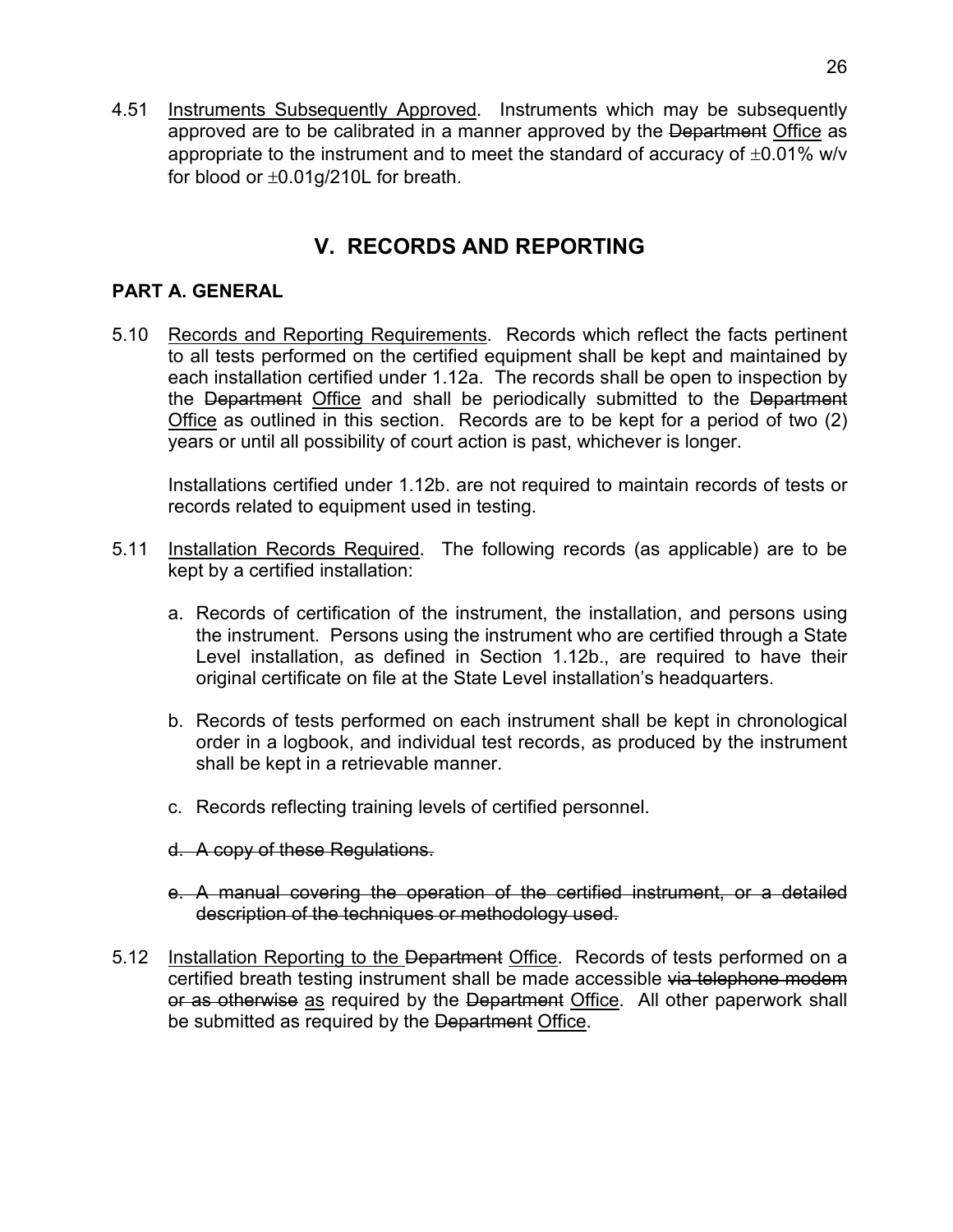4.51 Instruments Subsequently Approved. Instruments which may be subsequently approved are to be calibrated in a manner approved by the ~~Department~~ Office as appropriate to the instrument and to meet the standard of accuracy of $\pm$0.01% w/v for blood or $\pm$0.01g/210L for breath.

## V. RECORDS AND REPORTING

### PART A. GENERAL

5.10 Records and Reporting Requirements. Records which reflect the facts pertinent to all tests performed on the certified equipment shall be kept and maintained by each installation certified under 1.12a. The records shall be open to inspection by the ~~Department~~ Office and shall be periodically submitted to the ~~Department~~ Office as outlined in this section. Records are to be kept for a period of two (2) years or until all possibility of court action is past, whichever is longer.

Installations certified under 1.12b. are not required to maintain records of tests or records related to equipment used in testing.

5.11 Installation Records Required. The following records (as applicable) are to be kept by a certified installation:

a. Records of certification of the instrument, the installation, and persons using the instrument. Persons using the instrument who are certified through a State Level installation, as defined in Section 1.12b., are required to have their original certificate on file at the State Level installation's headquarters.

b. Records of tests performed on each instrument shall be kept in chronological order in a logbook, and individual test records, as produced by the instrument shall be kept in a retrievable manner.

c. Records reflecting training levels of certified personnel.

~~d. A copy of these Regulations.~~

~~e. A manual covering the operation of the certified instrument, or a detailed description of the techniques or methodology used.~~

5.12 Installation Reporting to the ~~Department~~ Office. Records of tests performed on a certified breath testing instrument shall be made accessible ~~via telephone modem or as otherwise~~ as required by the ~~Department~~ Office. All other paperwork shall be submitted as required by the ~~Department~~ Office.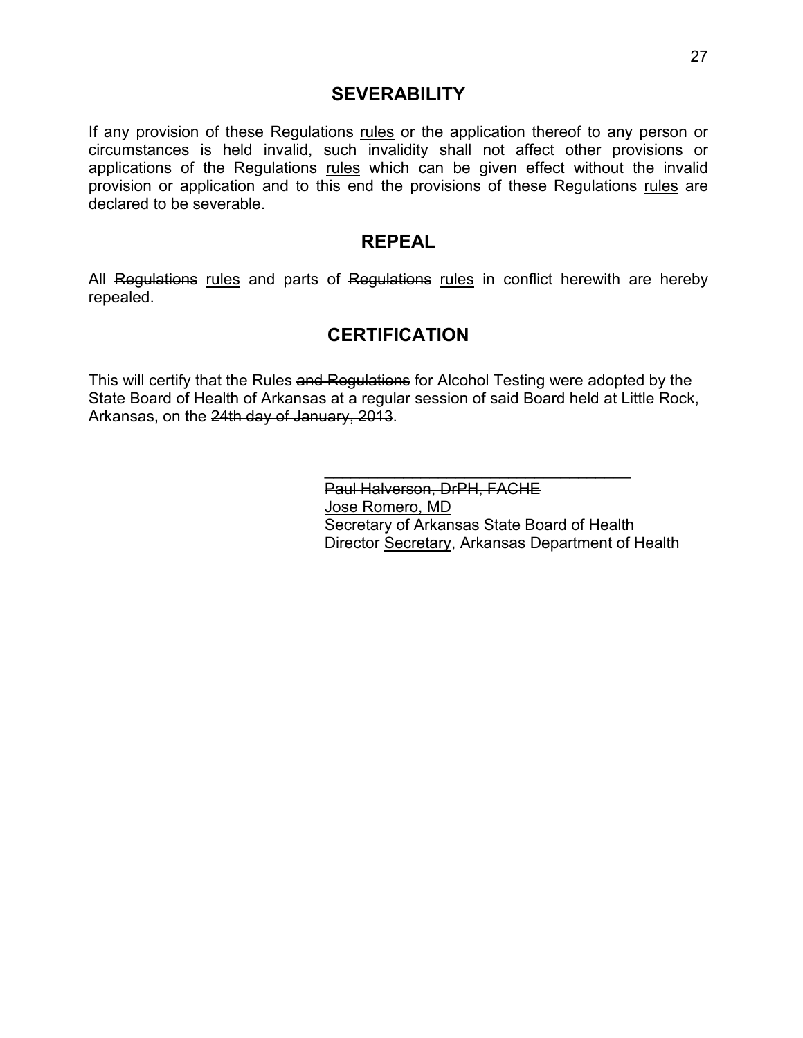## SEVERABILITY

If any provision of these ~~Regulations~~ <u>rules</u> or the application thereof to any person or circumstances is held invalid, such invalidity shall not affect other provisions or applications of the ~~Regulations~~ <u>rules</u> which can be given effect without the invalid provision or application and to this end the provisions of these ~~Regulations~~ <u>rules</u> are declared to be severable.

## REPEAL

All ~~Regulations~~ <u>rules</u> and parts of ~~Regulations~~ <u>rules</u> in conflict herewith are hereby repealed.

## CERTIFICATION

This will certify that the Rules ~~and Regulations~~ for Alcohol Testing were adopted by the State Board of Health of Arkansas at a regular session of said Board held at Little Rock, Arkansas, on the ~~24th day of January, 2013~~.

\_\_\_\_\_\_\_\_\_\_\_\_\_\_\_\_\_\_\_\_\_\_\_\_\_\_\_\_\_\_\_\_\_\_\_\_

~~Paul Halverson, DrPH, FACHE~~
<u>Jose Romero, MD</u>
Secretary of Arkansas State Board of Health
~~Director~~ <u>Secretary</u>, Arkansas Department of Health